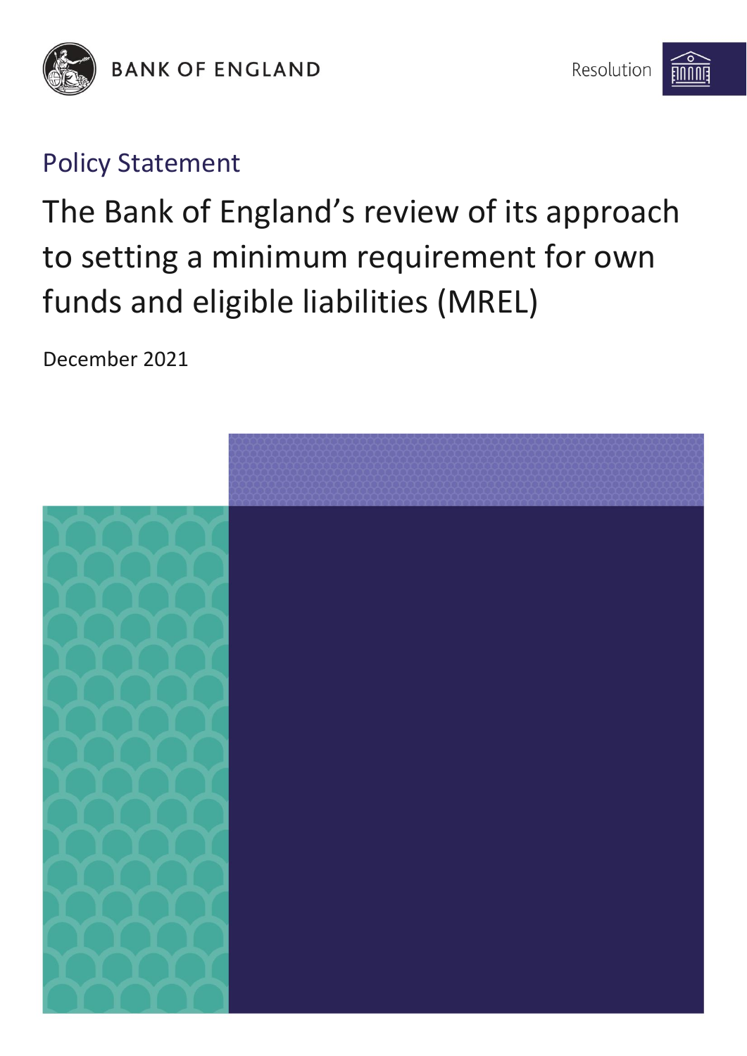BANK OF ENGLAND

Resolution

Policy Statement

# The Bank of England's review of its approach to setting a minimum requirement for own funds and eligible liabilities (MREL)

December 2021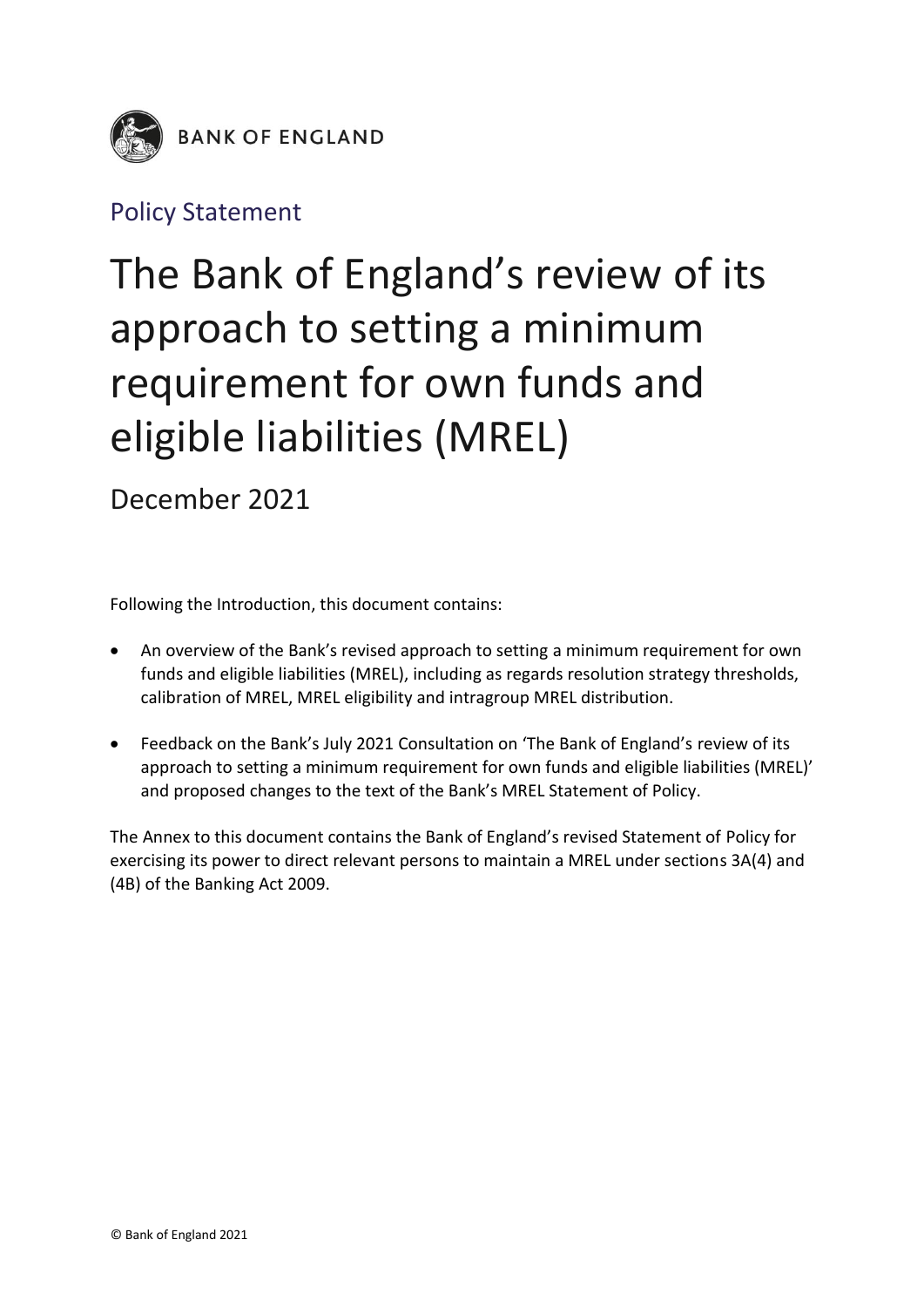BANK OF ENGLAND

Policy Statement

# The Bank of England's review of its approach to setting a minimum requirement for own funds and eligible liabilities (MREL)

December 2021

Following the Introduction, this document contains:

- An overview of the Bank's revised approach to setting a minimum requirement for own funds and eligible liabilities (MREL), including as regards resolution strategy thresholds, calibration of MREL, MREL eligibility and intragroup MREL distribution.
- Feedback on the Bank's July 2021 Consultation on 'The Bank of England's review of its approach to setting a minimum requirement for own funds and eligible liabilities (MREL)' and proposed changes to the text of the Bank's MREL Statement of Policy.

The Annex to this document contains the Bank of England's revised Statement of Policy for exercising its power to direct relevant persons to maintain a MREL under sections 3A(4) and (4B) of the Banking Act 2009.

© Bank of England 2021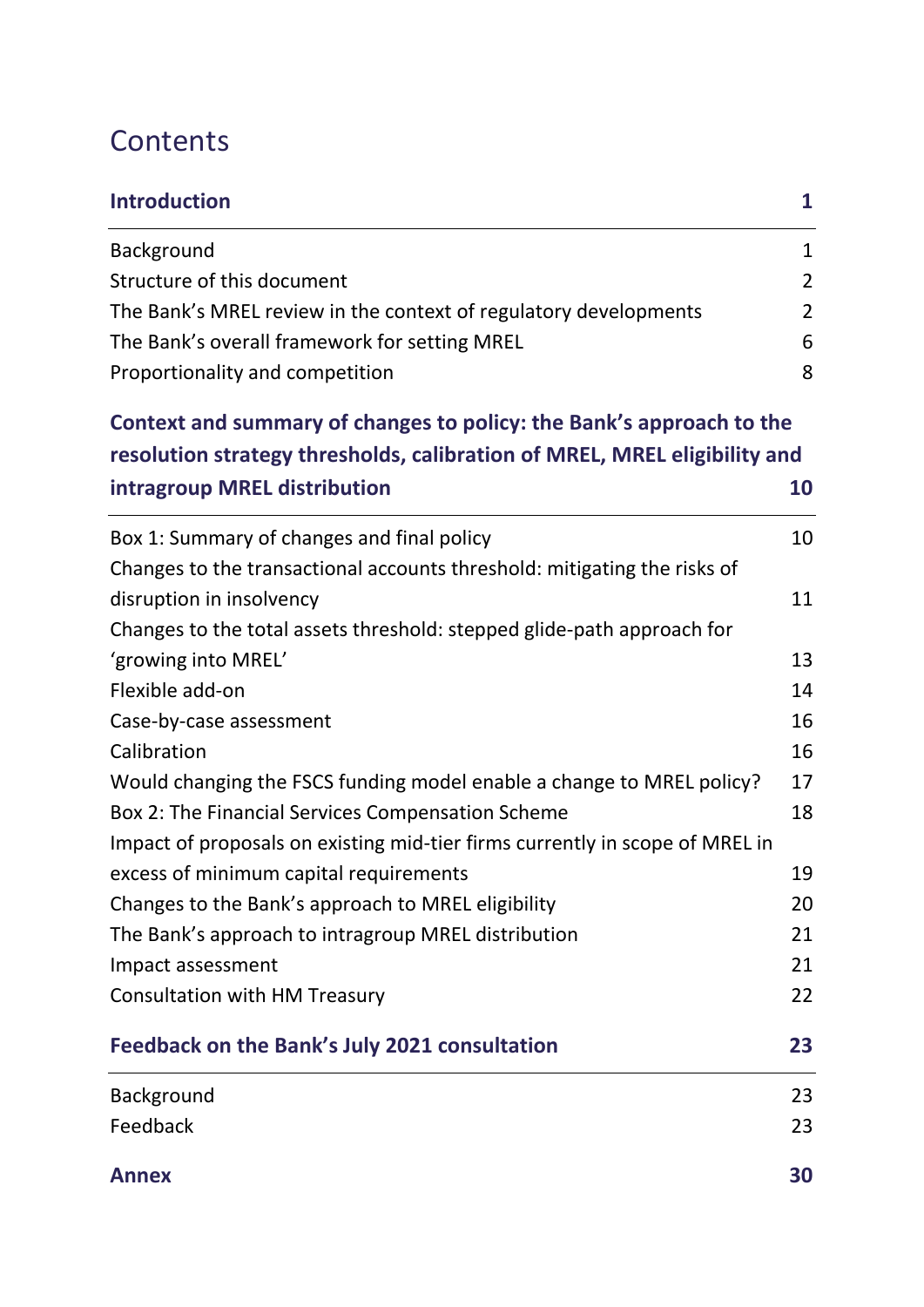# Contents

| | |
|---|---|
| **Introduction** | **1** |
| Background | 1 |
| Structure of this document | 2 |
| The Bank's MREL review in the context of regulatory developments | 2 |
| The Bank's overall framework for setting MREL | 6 |
| Proportionality and competition | 8 |
| **Context and summary of changes to policy: the Bank's approach to the resolution strategy thresholds, calibration of MREL, MREL eligibility and intragroup MREL distribution** | **10** |
| Box 1: Summary of changes and final policy | 10 |
| Changes to the transactional accounts threshold: mitigating the risks of disruption in insolvency | 11 |
| Changes to the total assets threshold: stepped glide-path approach for 'growing into MREL' | 13 |
| Flexible add-on | 14 |
| Case-by-case assessment | 16 |
| Calibration | 16 |
| Would changing the FSCS funding model enable a change to MREL policy? | 17 |
| Box 2: The Financial Services Compensation Scheme | 18 |
| Impact of proposals on existing mid-tier firms currently in scope of MREL in excess of minimum capital requirements | 19 |
| Changes to the Bank's approach to MREL eligibility | 20 |
| The Bank's approach to intragroup MREL distribution | 21 |
| Impact assessment | 21 |
| Consultation with HM Treasury | 22 |
| **Feedback on the Bank's July 2021 consultation** | **23** |
| Background | 23 |
| Feedback | 23 |
| **Annex** | **30** |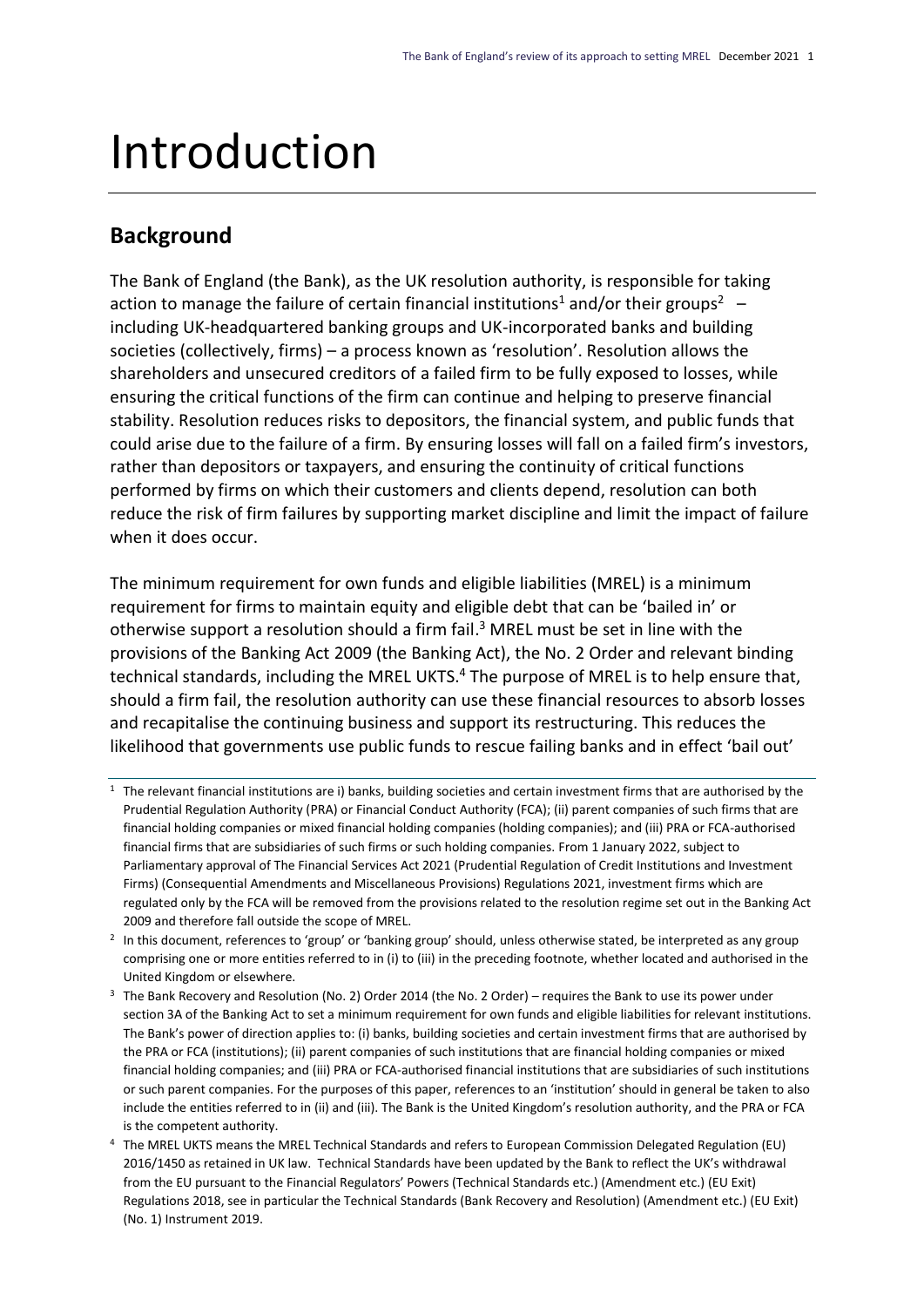# Introduction

## Background

The Bank of England (the Bank), as the UK resolution authority, is responsible for taking action to manage the failure of certain financial institutions[1] and/or their groups[2] – including UK-headquartered banking groups and UK-incorporated banks and building societies (collectively, firms) – a process known as 'resolution'. Resolution allows the shareholders and unsecured creditors of a failed firm to be fully exposed to losses, while ensuring the critical functions of the firm can continue and helping to preserve financial stability. Resolution reduces risks to depositors, the financial system, and public funds that could arise due to the failure of a firm. By ensuring losses will fall on a failed firm's investors, rather than depositors or taxpayers, and ensuring the continuity of critical functions performed by firms on which their customers and clients depend, resolution can both reduce the risk of firm failures by supporting market discipline and limit the impact of failure when it does occur.

The minimum requirement for own funds and eligible liabilities (MREL) is a minimum requirement for firms to maintain equity and eligible debt that can be 'bailed in' or otherwise support a resolution should a firm fail.[3] MREL must be set in line with the provisions of the Banking Act 2009 (the Banking Act), the No. 2 Order and relevant binding technical standards, including the MREL UKTS.[4] The purpose of MREL is to help ensure that, should a firm fail, the resolution authority can use these financial resources to absorb losses and recapitalise the continuing business and support its restructuring. This reduces the likelihood that governments use public funds to rescue failing banks and in effect 'bail out'

---

[1] The relevant financial institutions are i) banks, building societies and certain investment firms that are authorised by the Prudential Regulation Authority (PRA) or Financial Conduct Authority (FCA); (ii) parent companies of such firms that are financial holding companies or mixed financial holding companies (holding companies); and (iii) PRA or FCA-authorised financial firms that are subsidiaries of such firms or such holding companies. From 1 January 2022, subject to Parliamentary approval of The Financial Services Act 2021 (Prudential Regulation of Credit Institutions and Investment Firms) (Consequential Amendments and Miscellaneous Provisions) Regulations 2021, investment firms which are regulated only by the FCA will be removed from the provisions related to the resolution regime set out in the Banking Act 2009 and therefore fall outside the scope of MREL.

[2] In this document, references to 'group' or 'banking group' should, unless otherwise stated, be interpreted as any group comprising one or more entities referred to in (i) to (iii) in the preceding footnote, whether located and authorised in the United Kingdom or elsewhere.

[3] The Bank Recovery and Resolution (No. 2) Order 2014 (the No. 2 Order) – requires the Bank to use its power under section 3A of the Banking Act to set a minimum requirement for own funds and eligible liabilities for relevant institutions. The Bank's power of direction applies to: (i) banks, building societies and certain investment firms that are authorised by the PRA or FCA (institutions); (ii) parent companies of such institutions that are financial holding companies or mixed financial holding companies; and (iii) PRA or FCA-authorised financial institutions that are subsidiaries of such institutions or such parent companies. For the purposes of this paper, references to an 'institution' should in general be taken to also include the entities referred to in (ii) and (iii). The Bank is the United Kingdom's resolution authority, and the PRA or FCA is the competent authority.

[4] The MREL UKTS means the MREL Technical Standards and refers to European Commission Delegated Regulation (EU) 2016/1450 as retained in UK law. Technical Standards have been updated by the Bank to reflect the UK's withdrawal from the EU pursuant to the Financial Regulators' Powers (Technical Standards etc.) (Amendment etc.) (EU Exit) Regulations 2018, see in particular the Technical Standards (Bank Recovery and Resolution) (Amendment etc.) (EU Exit) (No. 1) Instrument 2019.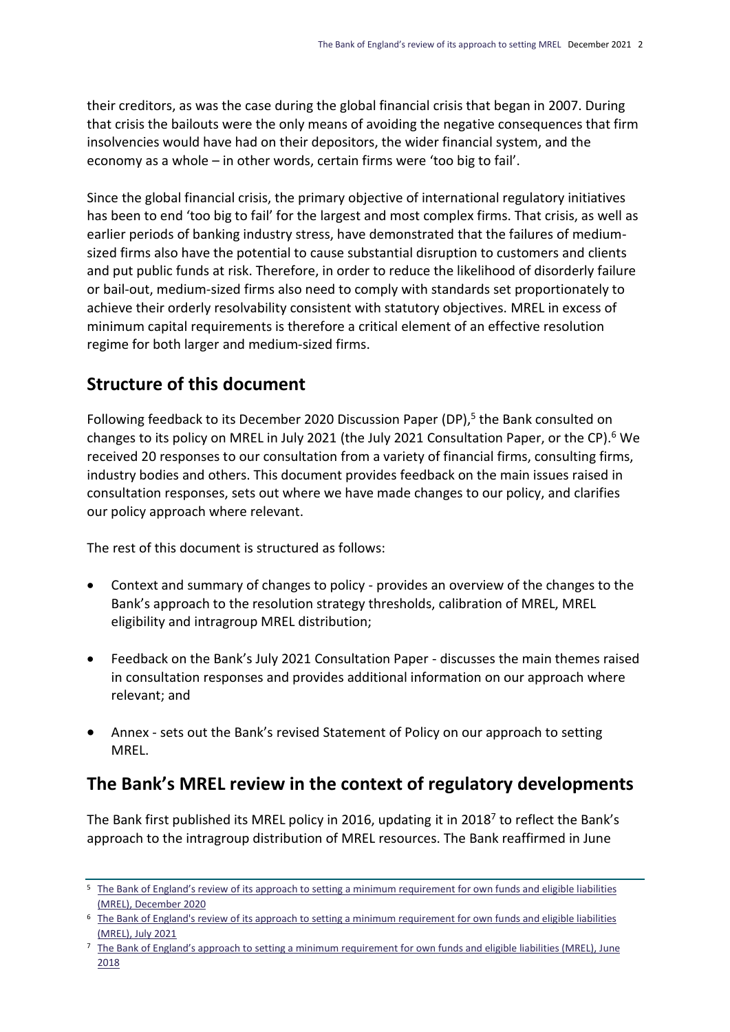their creditors, as was the case during the global financial crisis that began in 2007. During that crisis the bailouts were the only means of avoiding the negative consequences that firm insolvencies would have had on their depositors, the wider financial system, and the economy as a whole – in other words, certain firms were 'too big to fail'.

Since the global financial crisis, the primary objective of international regulatory initiatives has been to end 'too big to fail' for the largest and most complex firms. That crisis, as well as earlier periods of banking industry stress, have demonstrated that the failures of medium-sized firms also have the potential to cause substantial disruption to customers and clients and put public funds at risk. Therefore, in order to reduce the likelihood of disorderly failure or bail-out, medium-sized firms also need to comply with standards set proportionately to achieve their orderly resolvability consistent with statutory objectives. MREL in excess of minimum capital requirements is therefore a critical element of an effective resolution regime for both larger and medium-sized firms.

## Structure of this document

Following feedback to its December 2020 Discussion Paper (DP),[5] the Bank consulted on changes to its policy on MREL in July 2021 (the July 2021 Consultation Paper, or the CP).[6] We received 20 responses to our consultation from a variety of financial firms, consulting firms, industry bodies and others. This document provides feedback on the main issues raised in consultation responses, sets out where we have made changes to our policy, and clarifies our policy approach where relevant.

The rest of this document is structured as follows:

- Context and summary of changes to policy - provides an overview of the changes to the Bank's approach to the resolution strategy thresholds, calibration of MREL, MREL eligibility and intragroup MREL distribution;
- Feedback on the Bank's July 2021 Consultation Paper - discusses the main themes raised in consultation responses and provides additional information on our approach where relevant; and
- Annex - sets out the Bank's revised Statement of Policy on our approach to setting MREL.

## The Bank's MREL review in the context of regulatory developments

The Bank first published its MREL policy in 2016, updating it in 2018[7] to reflect the Bank's approach to the intragroup distribution of MREL resources. The Bank reaffirmed in June

---

[5] The Bank of England's review of its approach to setting a minimum requirement for own funds and eligible liabilities (MREL), December 2020

[6] The Bank of England's review of its approach to setting a minimum requirement for own funds and eligible liabilities (MREL), July 2021

[7] The Bank of England's approach to setting a minimum requirement for own funds and eligible liabilities (MREL), June 2018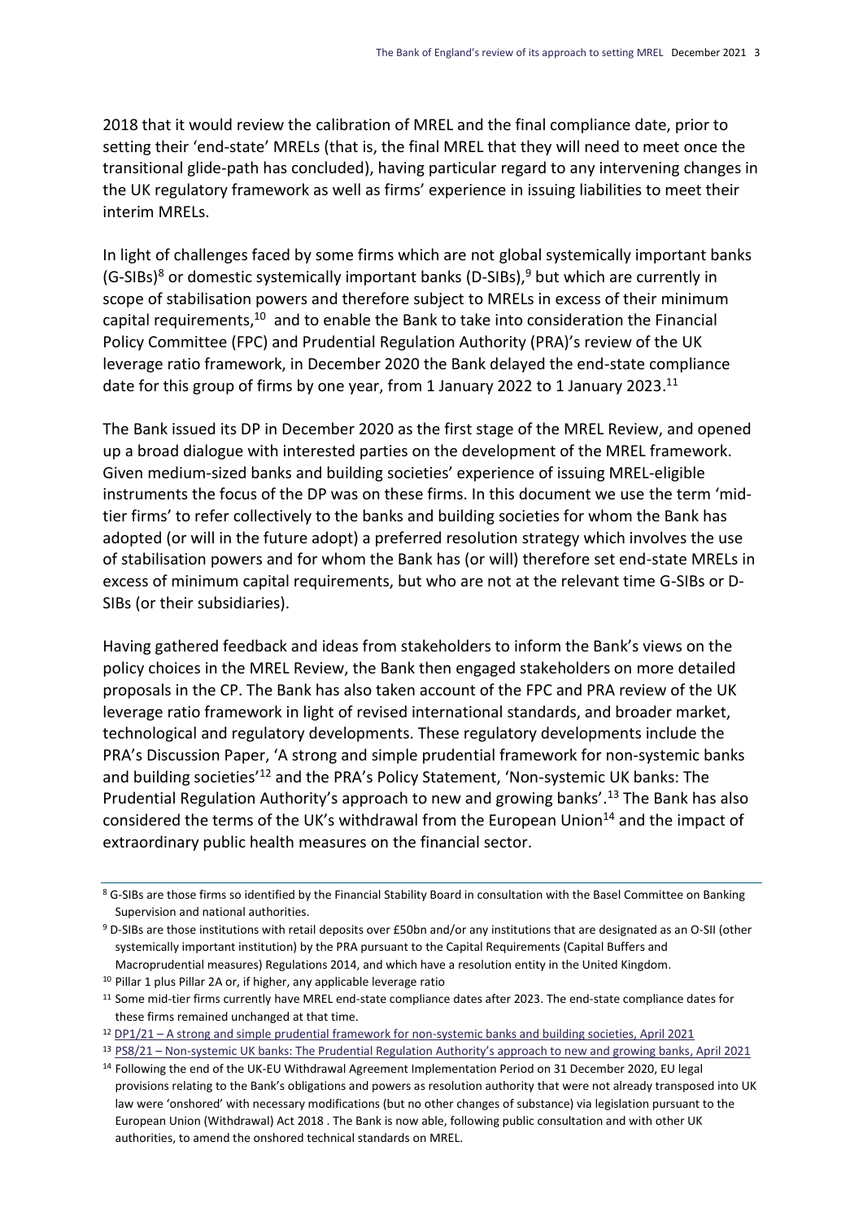2018 that it would review the calibration of MREL and the final compliance date, prior to setting their 'end-state' MRELs (that is, the final MREL that they will need to meet once the transitional glide-path has concluded), having particular regard to any intervening changes in the UK regulatory framework as well as firms' experience in issuing liabilities to meet their interim MRELs.

In light of challenges faced by some firms which are not global systemically important banks (G-SIBs)[8] or domestic systemically important banks (D-SIBs),[9] but which are currently in scope of stabilisation powers and therefore subject to MRELs in excess of their minimum capital requirements,[10] and to enable the Bank to take into consideration the Financial Policy Committee (FPC) and Prudential Regulation Authority (PRA)'s review of the UK leverage ratio framework, in December 2020 the Bank delayed the end-state compliance date for this group of firms by one year, from 1 January 2022 to 1 January 2023.[11]

The Bank issued its DP in December 2020 as the first stage of the MREL Review, and opened up a broad dialogue with interested parties on the development of the MREL framework. Given medium-sized banks and building societies' experience of issuing MREL-eligible instruments the focus of the DP was on these firms. In this document we use the term 'mid-tier firms' to refer collectively to the banks and building societies for whom the Bank has adopted (or will in the future adopt) a preferred resolution strategy which involves the use of stabilisation powers and for whom the Bank has (or will) therefore set end-state MRELs in excess of minimum capital requirements, but who are not at the relevant time G-SIBs or D-SIBs (or their subsidiaries).

Having gathered feedback and ideas from stakeholders to inform the Bank's views on the policy choices in the MREL Review, the Bank then engaged stakeholders on more detailed proposals in the CP. The Bank has also taken account of the FPC and PRA review of the UK leverage ratio framework in light of revised international standards, and broader market, technological and regulatory developments. These regulatory developments include the PRA's Discussion Paper, 'A strong and simple prudential framework for non-systemic banks and building societies'[12] and the PRA's Policy Statement, 'Non-systemic UK banks: The Prudential Regulation Authority's approach to new and growing banks'.[13] The Bank has also considered the terms of the UK's withdrawal from the European Union[14] and the impact of extraordinary public health measures on the financial sector.

---

[8] G-SIBs are those firms so identified by the Financial Stability Board in consultation with the Basel Committee on Banking Supervision and national authorities.

[9] D-SIBs are those institutions with retail deposits over £50bn and/or any institutions that are designated as an O-SII (other systemically important institution) by the PRA pursuant to the Capital Requirements (Capital Buffers and Macroprudential measures) Regulations 2014, and which have a resolution entity in the United Kingdom.

[10] Pillar 1 plus Pillar 2A or, if higher, any applicable leverage ratio

[11] Some mid-tier firms currently have MREL end-state compliance dates after 2023. The end-state compliance dates for these firms remained unchanged at that time.

[12] DP1/21 – A strong and simple prudential framework for non-systemic banks and building societies, April 2021

[13] PS8/21 – Non-systemic UK banks: The Prudential Regulation Authority's approach to new and growing banks, April 2021

[14] Following the end of the UK-EU Withdrawal Agreement Implementation Period on 31 December 2020, EU legal provisions relating to the Bank's obligations and powers as resolution authority that were not already transposed into UK law were 'onshored' with necessary modifications (but no other changes of substance) via legislation pursuant to the European Union (Withdrawal) Act 2018 . The Bank is now able, following public consultation and with other UK authorities, to amend the onshored technical standards on MREL.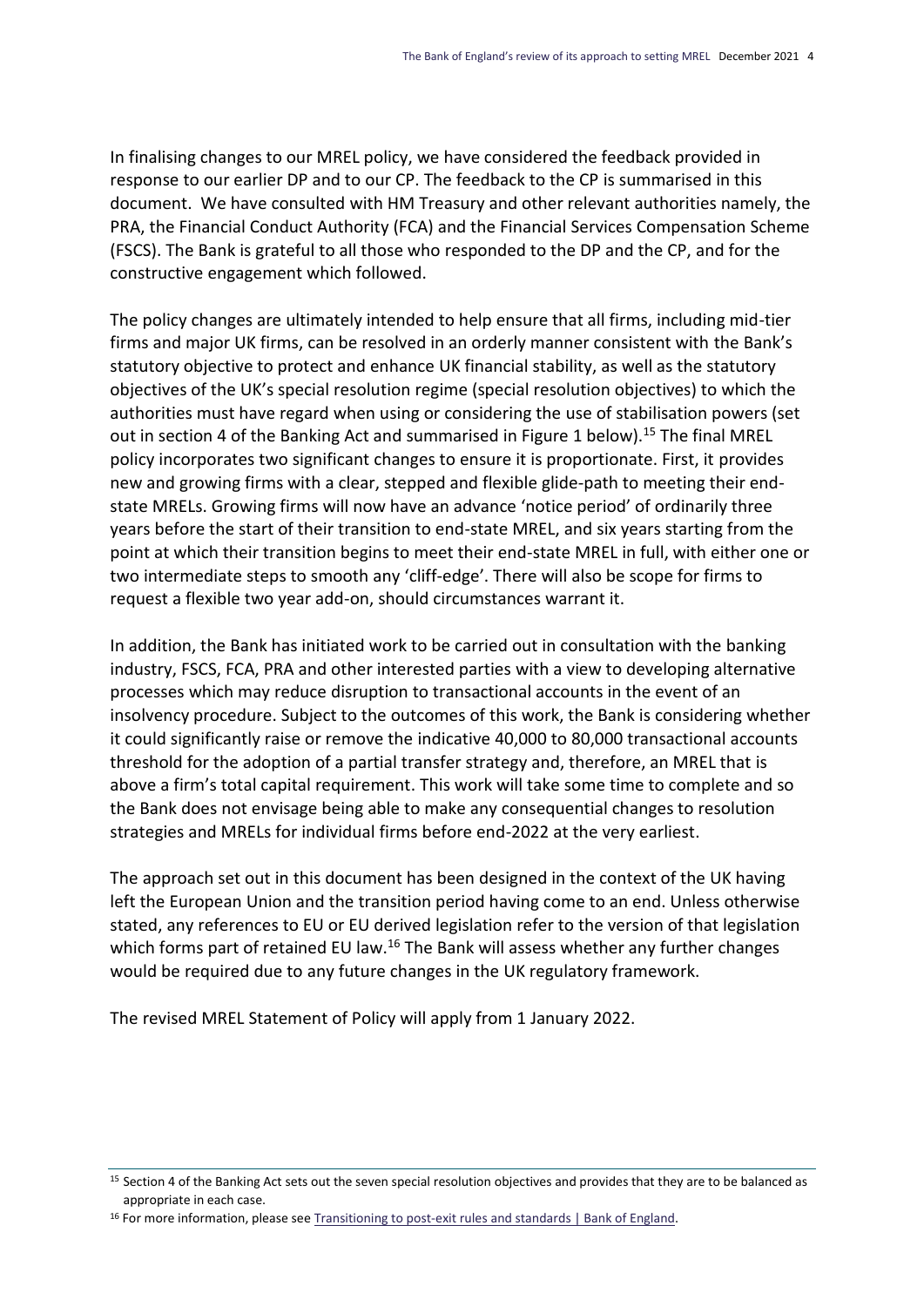In finalising changes to our MREL policy, we have considered the feedback provided in response to our earlier DP and to our CP. The feedback to the CP is summarised in this document. We have consulted with HM Treasury and other relevant authorities namely, the PRA, the Financial Conduct Authority (FCA) and the Financial Services Compensation Scheme (FSCS). The Bank is grateful to all those who responded to the DP and the CP, and for the constructive engagement which followed.

The policy changes are ultimately intended to help ensure that all firms, including mid-tier firms and major UK firms, can be resolved in an orderly manner consistent with the Bank's statutory objective to protect and enhance UK financial stability, as well as the statutory objectives of the UK's special resolution regime (special resolution objectives) to which the authorities must have regard when using or considering the use of stabilisation powers (set out in section 4 of the Banking Act and summarised in Figure 1 below).[15] The final MREL policy incorporates two significant changes to ensure it is proportionate. First, it provides new and growing firms with a clear, stepped and flexible glide-path to meeting their end-state MRELs. Growing firms will now have an advance 'notice period' of ordinarily three years before the start of their transition to end-state MREL, and six years starting from the point at which their transition begins to meet their end-state MREL in full, with either one or two intermediate steps to smooth any 'cliff-edge'. There will also be scope for firms to request a flexible two year add-on, should circumstances warrant it.

In addition, the Bank has initiated work to be carried out in consultation with the banking industry, FSCS, FCA, PRA and other interested parties with a view to developing alternative processes which may reduce disruption to transactional accounts in the event of an insolvency procedure. Subject to the outcomes of this work, the Bank is considering whether it could significantly raise or remove the indicative 40,000 to 80,000 transactional accounts threshold for the adoption of a partial transfer strategy and, therefore, an MREL that is above a firm's total capital requirement. This work will take some time to complete and so the Bank does not envisage being able to make any consequential changes to resolution strategies and MRELs for individual firms before end-2022 at the very earliest.

The approach set out in this document has been designed in the context of the UK having left the European Union and the transition period having come to an end. Unless otherwise stated, any references to EU or EU derived legislation refer to the version of that legislation which forms part of retained EU law.[16] The Bank will assess whether any further changes would be required due to any future changes in the UK regulatory framework.

The revised MREL Statement of Policy will apply from 1 January 2022.

[15] Section 4 of the Banking Act sets out the seven special resolution objectives and provides that they are to be balanced as appropriate in each case.

[16] For more information, please see Transitioning to post-exit rules and standards | Bank of England.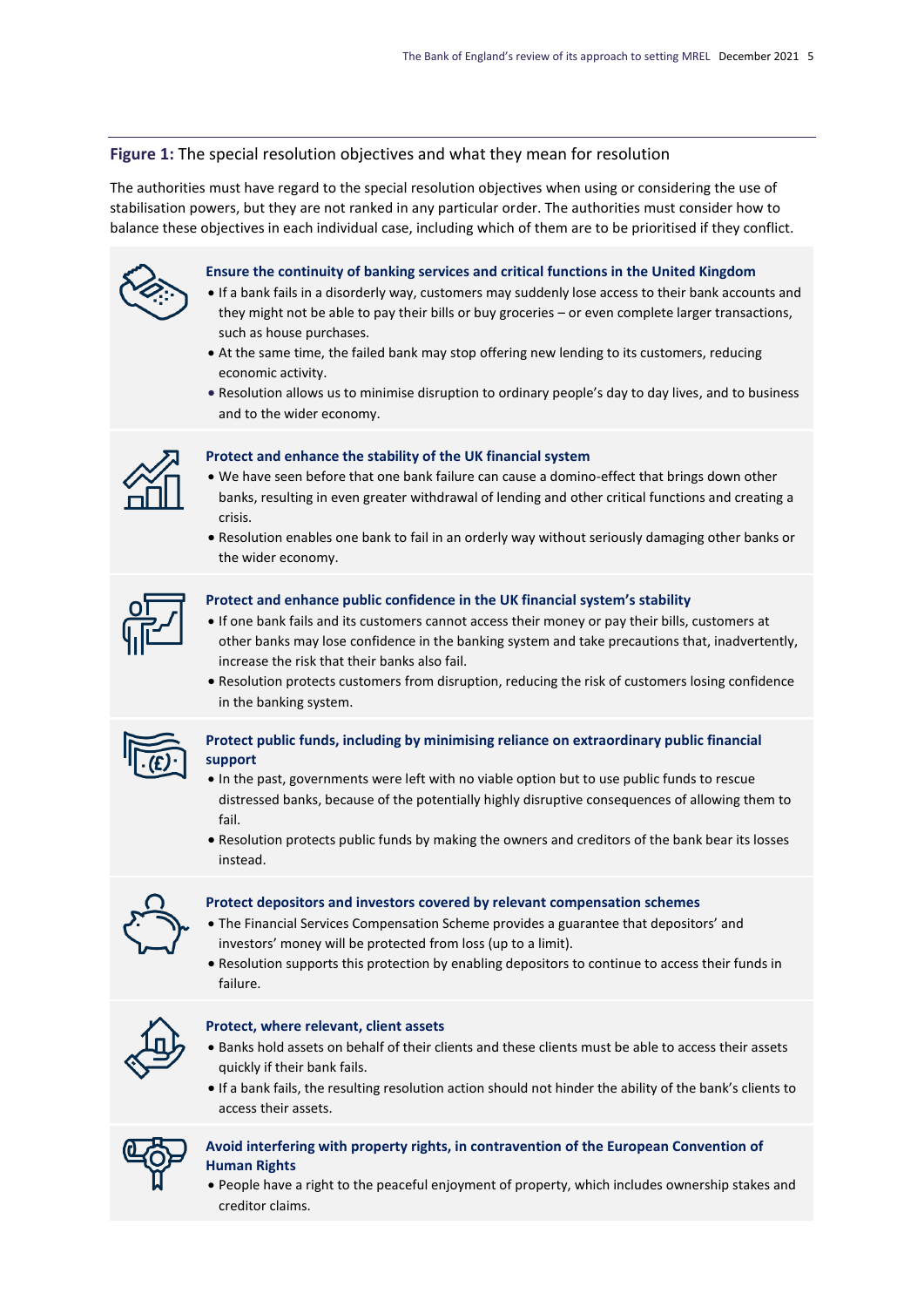**Figure 1:** The special resolution objectives and what they mean for resolution

The authorities must have regard to the special resolution objectives when using or considering the use of stabilisation powers, but they are not ranked in any particular order. The authorities must consider how to balance these objectives in each individual case, including which of them are to be prioritised if they conflict.

**Ensure the continuity of banking services and critical functions in the United Kingdom**

- If a bank fails in a disorderly way, customers may suddenly lose access to their bank accounts and they might not be able to pay their bills or buy groceries – or even complete larger transactions, such as house purchases.
- At the same time, the failed bank may stop offering new lending to its customers, reducing economic activity.
- Resolution allows us to minimise disruption to ordinary people's day to day lives, and to business and to the wider economy.

**Protect and enhance the stability of the UK financial system**

- We have seen before that one bank failure can cause a domino-effect that brings down other banks, resulting in even greater withdrawal of lending and other critical functions and creating a crisis.
- Resolution enables one bank to fail in an orderly way without seriously damaging other banks or the wider economy.

**Protect and enhance public confidence in the UK financial system's stability**

- If one bank fails and its customers cannot access their money or pay their bills, customers at other banks may lose confidence in the banking system and take precautions that, inadvertently, increase the risk that their banks also fail.
- Resolution protects customers from disruption, reducing the risk of customers losing confidence in the banking system.

**Protect public funds, including by minimising reliance on extraordinary public financial support**

- In the past, governments were left with no viable option but to use public funds to rescue distressed banks, because of the potentially highly disruptive consequences of allowing them to fail.
- Resolution protects public funds by making the owners and creditors of the bank bear its losses instead.

**Protect depositors and investors covered by relevant compensation schemes**

- The Financial Services Compensation Scheme provides a guarantee that depositors' and investors' money will be protected from loss (up to a limit).
- Resolution supports this protection by enabling depositors to continue to access their funds in failure.

**Protect, where relevant, client assets**

- Banks hold assets on behalf of their clients and these clients must be able to access their assets quickly if their bank fails.
- If a bank fails, the resulting resolution action should not hinder the ability of the bank's clients to access their assets.

**Avoid interfering with property rights, in contravention of the European Convention of Human Rights**

- People have a right to the peaceful enjoyment of property, which includes ownership stakes and creditor claims.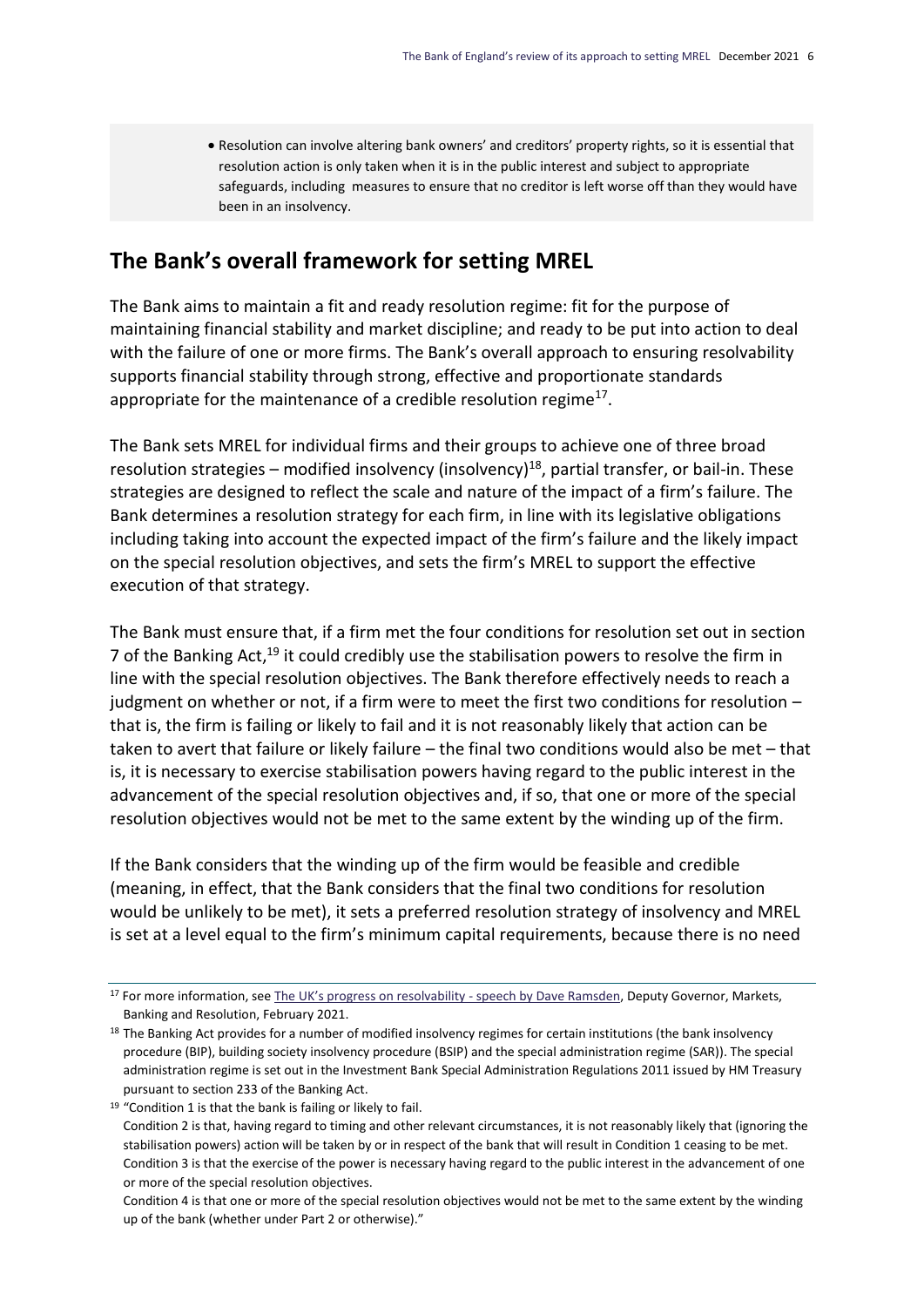- Resolution can involve altering bank owners' and creditors' property rights, so it is essential that resolution action is only taken when it is in the public interest and subject to appropriate safeguards, including measures to ensure that no creditor is left worse off than they would have been in an insolvency.

## The Bank's overall framework for setting MREL

The Bank aims to maintain a fit and ready resolution regime: fit for the purpose of maintaining financial stability and market discipline; and ready to be put into action to deal with the failure of one or more firms. The Bank's overall approach to ensuring resolvability supports financial stability through strong, effective and proportionate standards appropriate for the maintenance of a credible resolution regime[17].

The Bank sets MREL for individual firms and their groups to achieve one of three broad resolution strategies – modified insolvency (insolvency)[18], partial transfer, or bail-in. These strategies are designed to reflect the scale and nature of the impact of a firm's failure. The Bank determines a resolution strategy for each firm, in line with its legislative obligations including taking into account the expected impact of the firm's failure and the likely impact on the special resolution objectives, and sets the firm's MREL to support the effective execution of that strategy.

The Bank must ensure that, if a firm met the four conditions for resolution set out in section 7 of the Banking Act,[19] it could credibly use the stabilisation powers to resolve the firm in line with the special resolution objectives. The Bank therefore effectively needs to reach a judgment on whether or not, if a firm were to meet the first two conditions for resolution – that is, the firm is failing or likely to fail and it is not reasonably likely that action can be taken to avert that failure or likely failure – the final two conditions would also be met – that is, it is necessary to exercise stabilisation powers having regard to the public interest in the advancement of the special resolution objectives and, if so, that one or more of the special resolution objectives would not be met to the same extent by the winding up of the firm.

If the Bank considers that the winding up of the firm would be feasible and credible (meaning, in effect, that the Bank considers that the final two conditions for resolution would be unlikely to be met), it sets a preferred resolution strategy of insolvency and MREL is set at a level equal to the firm's minimum capital requirements, because there is no need

---

[17] For more information, see The UK's progress on resolvability - speech by Dave Ramsden, Deputy Governor, Markets, Banking and Resolution, February 2021.

[18] The Banking Act provides for a number of modified insolvency regimes for certain institutions (the bank insolvency procedure (BIP), building society insolvency procedure (BSIP) and the special administration regime (SAR)). The special administration regime is set out in the Investment Bank Special Administration Regulations 2011 issued by HM Treasury pursuant to section 233 of the Banking Act.

[19] "Condition 1 is that the bank is failing or likely to fail.
Condition 2 is that, having regard to timing and other relevant circumstances, it is not reasonably likely that (ignoring the stabilisation powers) action will be taken by or in respect of the bank that will result in Condition 1 ceasing to be met.
Condition 3 is that the exercise of the power is necessary having regard to the public interest in the advancement of one or more of the special resolution objectives.
Condition 4 is that one or more of the special resolution objectives would not be met to the same extent by the winding up of the bank (whether under Part 2 or otherwise)."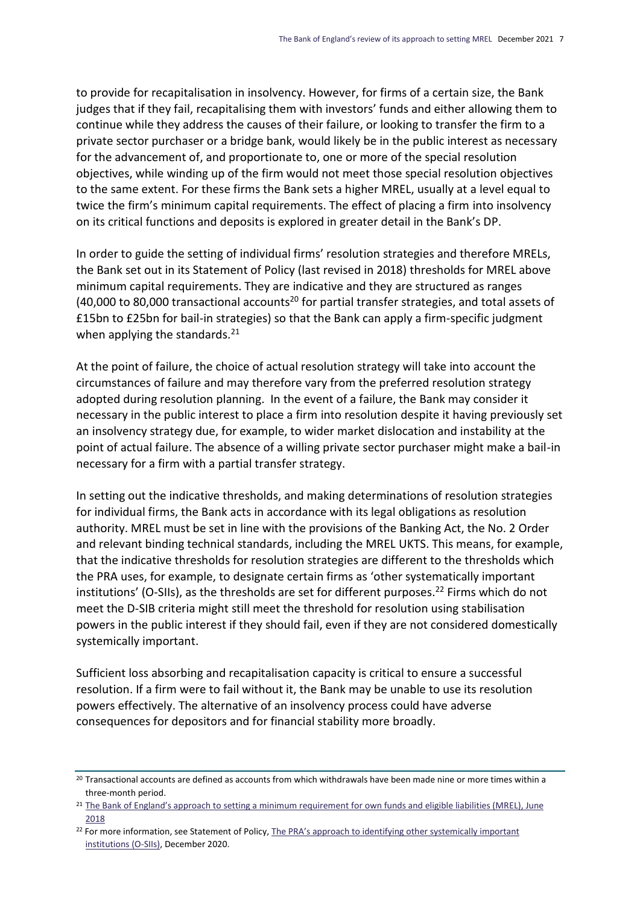to provide for recapitalisation in insolvency. However, for firms of a certain size, the Bank judges that if they fail, recapitalising them with investors' funds and either allowing them to continue while they address the causes of their failure, or looking to transfer the firm to a private sector purchaser or a bridge bank, would likely be in the public interest as necessary for the advancement of, and proportionate to, one or more of the special resolution objectives, while winding up of the firm would not meet those special resolution objectives to the same extent. For these firms the Bank sets a higher MREL, usually at a level equal to twice the firm's minimum capital requirements. The effect of placing a firm into insolvency on its critical functions and deposits is explored in greater detail in the Bank's DP.

In order to guide the setting of individual firms' resolution strategies and therefore MRELs, the Bank set out in its Statement of Policy (last revised in 2018) thresholds for MREL above minimum capital requirements. They are indicative and they are structured as ranges (40,000 to 80,000 transactional accounts[20] for partial transfer strategies, and total assets of £15bn to £25bn for bail-in strategies) so that the Bank can apply a firm-specific judgment when applying the standards.[21]

At the point of failure, the choice of actual resolution strategy will take into account the circumstances of failure and may therefore vary from the preferred resolution strategy adopted during resolution planning. In the event of a failure, the Bank may consider it necessary in the public interest to place a firm into resolution despite it having previously set an insolvency strategy due, for example, to wider market dislocation and instability at the point of actual failure. The absence of a willing private sector purchaser might make a bail-in necessary for a firm with a partial transfer strategy.

In setting out the indicative thresholds, and making determinations of resolution strategies for individual firms, the Bank acts in accordance with its legal obligations as resolution authority. MREL must be set in line with the provisions of the Banking Act, the No. 2 Order and relevant binding technical standards, including the MREL UKTS. This means, for example, that the indicative thresholds for resolution strategies are different to the thresholds which the PRA uses, for example, to designate certain firms as 'other systematically important institutions' (O-SIIs), as the thresholds are set for different purposes.[22] Firms which do not meet the D-SIB criteria might still meet the threshold for resolution using stabilisation powers in the public interest if they should fail, even if they are not considered domestically systemically important.

Sufficient loss absorbing and recapitalisation capacity is critical to ensure a successful resolution. If a firm were to fail without it, the Bank may be unable to use its resolution powers effectively. The alternative of an insolvency process could have adverse consequences for depositors and for financial stability more broadly.

---

[20] Transactional accounts are defined as accounts from which withdrawals have been made nine or more times within a three-month period.

[21] The Bank of England's approach to setting a minimum requirement for own funds and eligible liabilities (MREL), June 2018

[22] For more information, see Statement of Policy, The PRA's approach to identifying other systemically important institutions (O-SIIs), December 2020.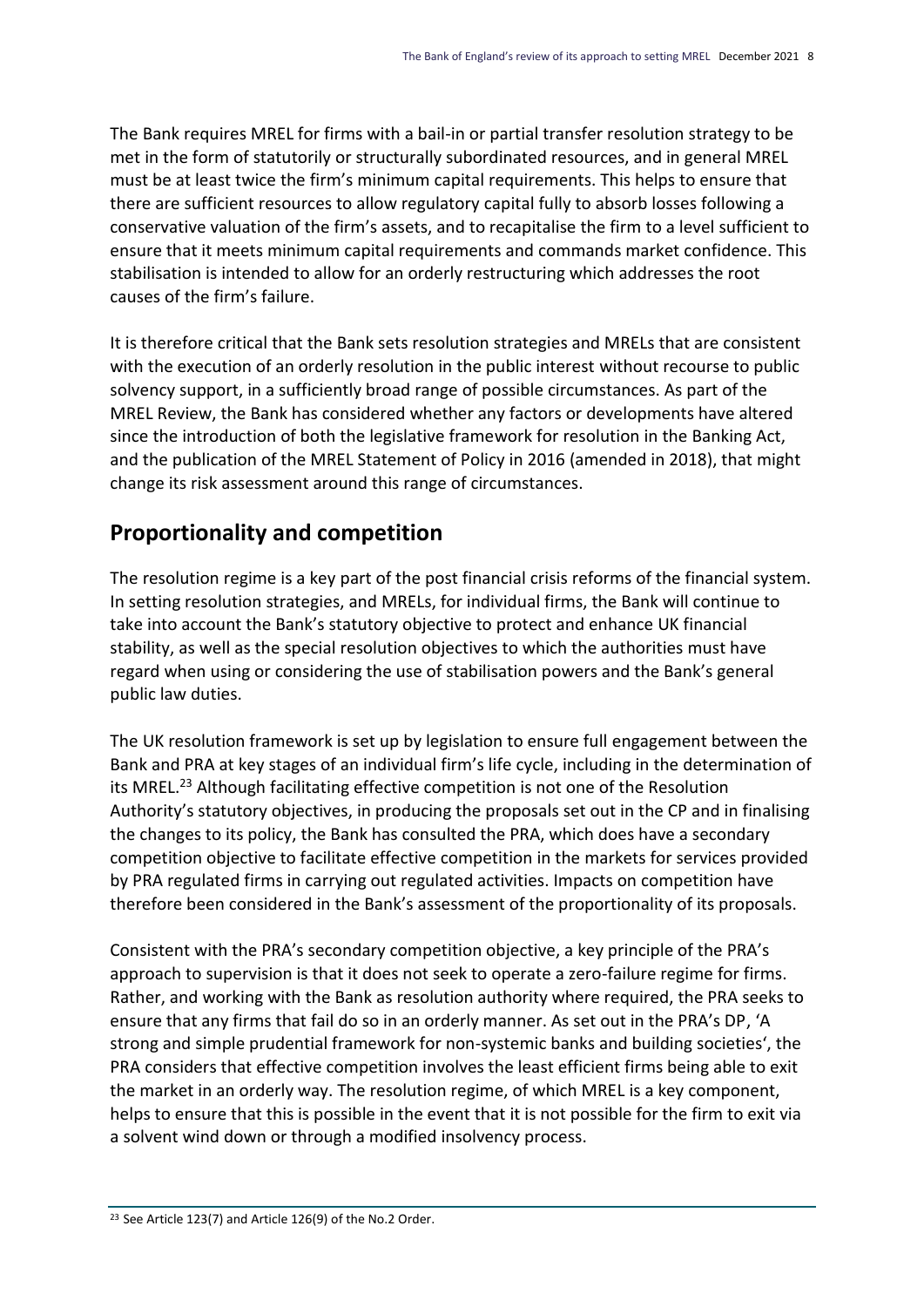The Bank requires MREL for firms with a bail-in or partial transfer resolution strategy to be met in the form of statutorily or structurally subordinated resources, and in general MREL must be at least twice the firm's minimum capital requirements. This helps to ensure that there are sufficient resources to allow regulatory capital fully to absorb losses following a conservative valuation of the firm's assets, and to recapitalise the firm to a level sufficient to ensure that it meets minimum capital requirements and commands market confidence. This stabilisation is intended to allow for an orderly restructuring which addresses the root causes of the firm's failure.

It is therefore critical that the Bank sets resolution strategies and MRELs that are consistent with the execution of an orderly resolution in the public interest without recourse to public solvency support, in a sufficiently broad range of possible circumstances. As part of the MREL Review, the Bank has considered whether any factors or developments have altered since the introduction of both the legislative framework for resolution in the Banking Act, and the publication of the MREL Statement of Policy in 2016 (amended in 2018), that might change its risk assessment around this range of circumstances.

## Proportionality and competition

The resolution regime is a key part of the post financial crisis reforms of the financial system. In setting resolution strategies, and MRELs, for individual firms, the Bank will continue to take into account the Bank's statutory objective to protect and enhance UK financial stability, as well as the special resolution objectives to which the authorities must have regard when using or considering the use of stabilisation powers and the Bank's general public law duties.

The UK resolution framework is set up by legislation to ensure full engagement between the Bank and PRA at key stages of an individual firm's life cycle, including in the determination of its MREL.[23] Although facilitating effective competition is not one of the Resolution Authority's statutory objectives, in producing the proposals set out in the CP and in finalising the changes to its policy, the Bank has consulted the PRA, which does have a secondary competition objective to facilitate effective competition in the markets for services provided by PRA regulated firms in carrying out regulated activities. Impacts on competition have therefore been considered in the Bank's assessment of the proportionality of its proposals.

Consistent with the PRA's secondary competition objective, a key principle of the PRA's approach to supervision is that it does not seek to operate a zero-failure regime for firms. Rather, and working with the Bank as resolution authority where required, the PRA seeks to ensure that any firms that fail do so in an orderly manner. As set out in the PRA's DP, 'A strong and simple prudential framework for non-systemic banks and building societies', the PRA considers that effective competition involves the least efficient firms being able to exit the market in an orderly way. The resolution regime, of which MREL is a key component, helps to ensure that this is possible in the event that it is not possible for the firm to exit via a solvent wind down or through a modified insolvency process.

[23] See Article 123(7) and Article 126(9) of the No.2 Order.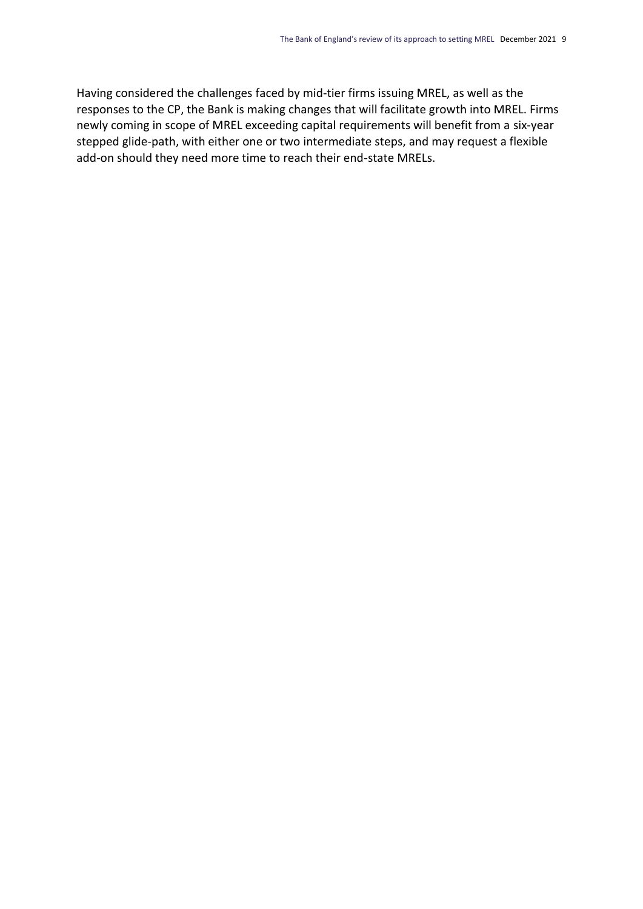Having considered the challenges faced by mid-tier firms issuing MREL, as well as the responses to the CP, the Bank is making changes that will facilitate growth into MREL. Firms newly coming in scope of MREL exceeding capital requirements will benefit from a six-year stepped glide-path, with either one or two intermediate steps, and may request a flexible add-on should they need more time to reach their end-state MRELs.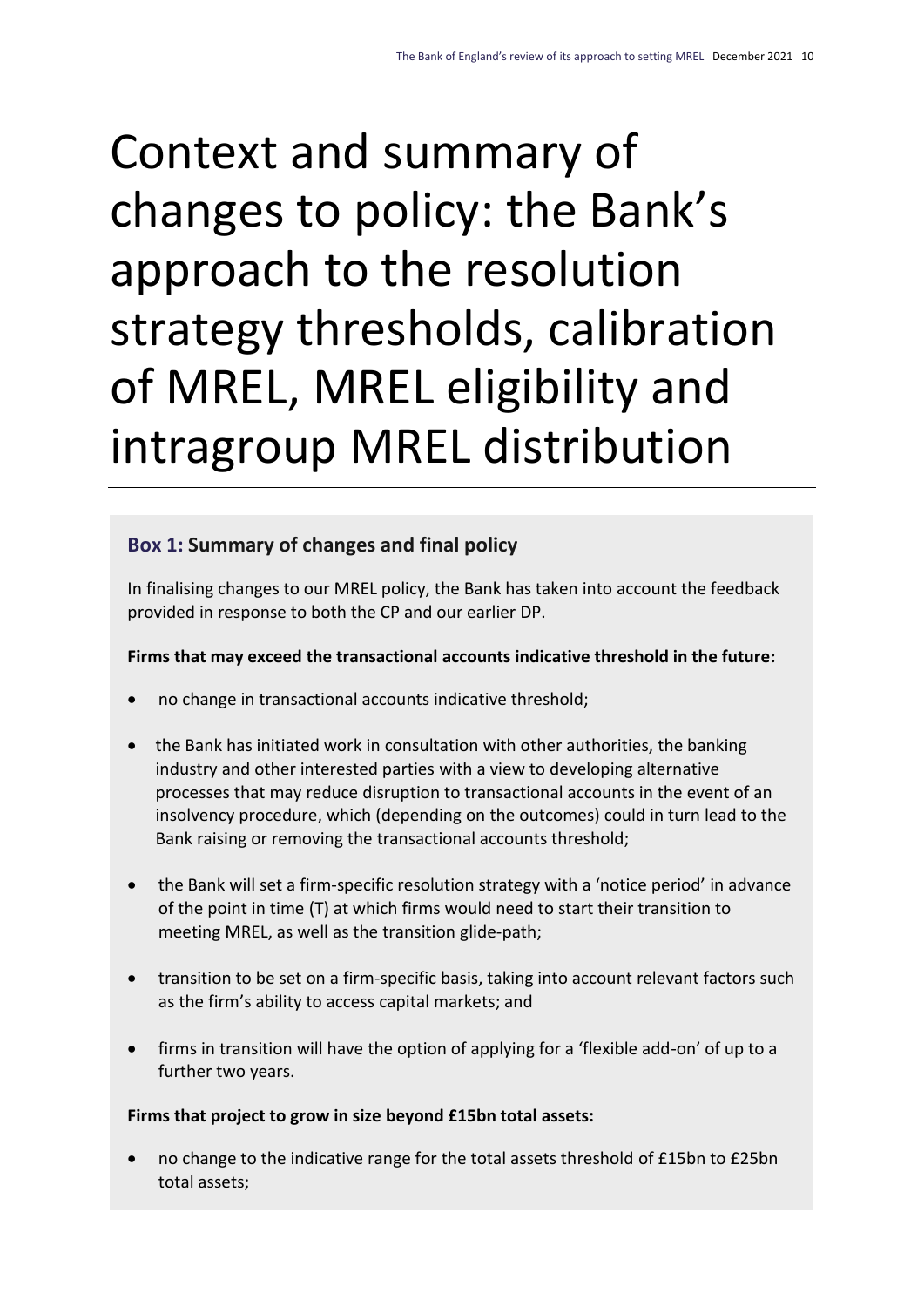# Context and summary of changes to policy: the Bank's approach to the resolution strategy thresholds, calibration of MREL, MREL eligibility and intragroup MREL distribution

### Box 1: Summary of changes and final policy

In finalising changes to our MREL policy, the Bank has taken into account the feedback provided in response to both the CP and our earlier DP.

**Firms that may exceed the transactional accounts indicative threshold in the future:**

- no change in transactional accounts indicative threshold;
- the Bank has initiated work in consultation with other authorities, the banking industry and other interested parties with a view to developing alternative processes that may reduce disruption to transactional accounts in the event of an insolvency procedure, which (depending on the outcomes) could in turn lead to the Bank raising or removing the transactional accounts threshold;
- the Bank will set a firm-specific resolution strategy with a 'notice period' in advance of the point in time (T) at which firms would need to start their transition to meeting MREL, as well as the transition glide-path;
- transition to be set on a firm-specific basis, taking into account relevant factors such as the firm's ability to access capital markets; and
- firms in transition will have the option of applying for a 'flexible add-on' of up to a further two years.

**Firms that project to grow in size beyond £15bn total assets:**

- no change to the indicative range for the total assets threshold of £15bn to £25bn total assets;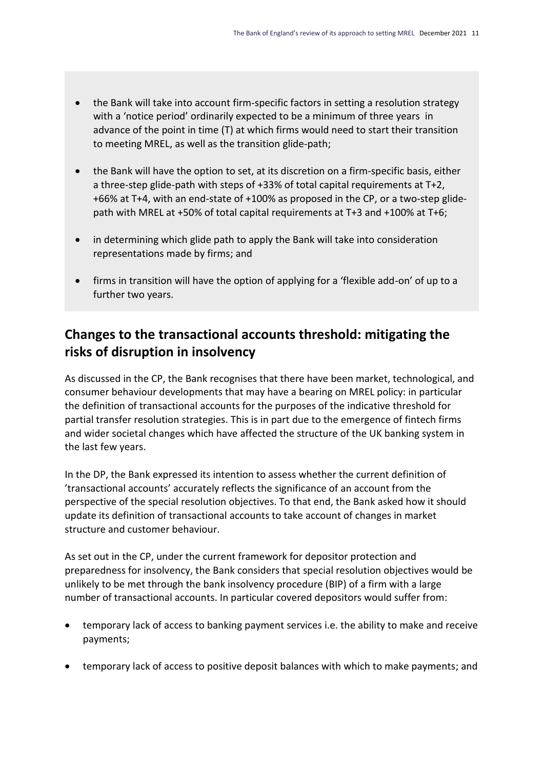- the Bank will take into account firm-specific factors in setting a resolution strategy with a 'notice period' ordinarily expected to be a minimum of three years in advance of the point in time (T) at which firms would need to start their transition to meeting MREL, as well as the transition glide-path;
- the Bank will have the option to set, at its discretion on a firm-specific basis, either a three-step glide-path with steps of +33% of total capital requirements at T+2, +66% at T+4, with an end-state of +100% as proposed in the CP, or a two-step glide-path with MREL at +50% of total capital requirements at T+3 and +100% at T+6;
- in determining which glide path to apply the Bank will take into consideration representations made by firms; and
- firms in transition will have the option of applying for a 'flexible add-on' of up to a further two years.

## Changes to the transactional accounts threshold: mitigating the risks of disruption in insolvency

As discussed in the CP, the Bank recognises that there have been market, technological, and consumer behaviour developments that may have a bearing on MREL policy: in particular the definition of transactional accounts for the purposes of the indicative threshold for partial transfer resolution strategies. This is in part due to the emergence of fintech firms and wider societal changes which have affected the structure of the UK banking system in the last few years.

In the DP, the Bank expressed its intention to assess whether the current definition of 'transactional accounts' accurately reflects the significance of an account from the perspective of the special resolution objectives. To that end, the Bank asked how it should update its definition of transactional accounts to take account of changes in market structure and customer behaviour.

As set out in the CP, under the current framework for depositor protection and preparedness for insolvency, the Bank considers that special resolution objectives would be unlikely to be met through the bank insolvency procedure (BIP) of a firm with a large number of transactional accounts. In particular covered depositors would suffer from:

- temporary lack of access to banking payment services i.e. the ability to make and receive payments;
- temporary lack of access to positive deposit balances with which to make payments; and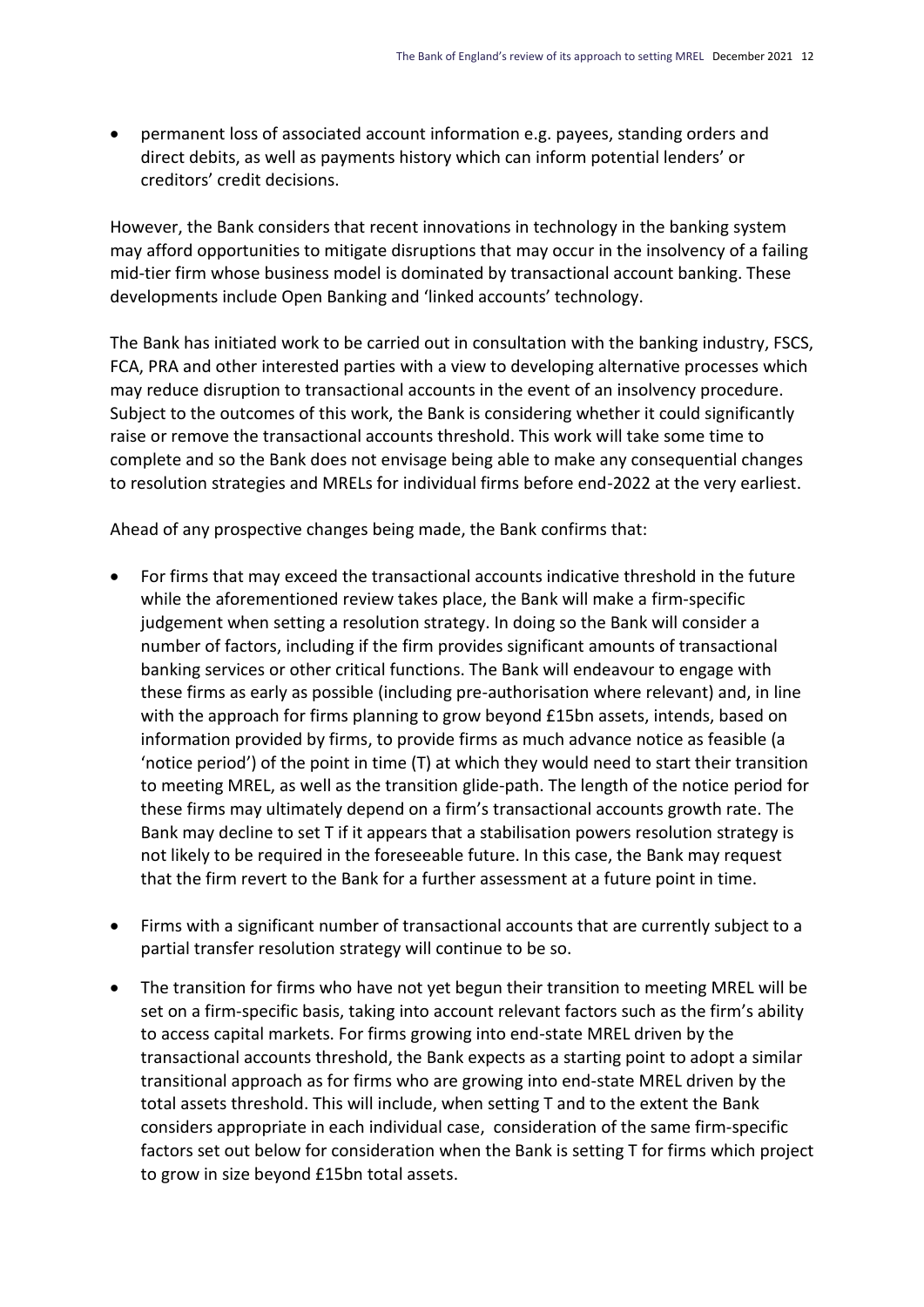- permanent loss of associated account information e.g. payees, standing orders and direct debits, as well as payments history which can inform potential lenders' or creditors' credit decisions.

However, the Bank considers that recent innovations in technology in the banking system may afford opportunities to mitigate disruptions that may occur in the insolvency of a failing mid-tier firm whose business model is dominated by transactional account banking. These developments include Open Banking and 'linked accounts' technology.

The Bank has initiated work to be carried out in consultation with the banking industry, FSCS, FCA, PRA and other interested parties with a view to developing alternative processes which may reduce disruption to transactional accounts in the event of an insolvency procedure. Subject to the outcomes of this work, the Bank is considering whether it could significantly raise or remove the transactional accounts threshold. This work will take some time to complete and so the Bank does not envisage being able to make any consequential changes to resolution strategies and MRELs for individual firms before end-2022 at the very earliest.

Ahead of any prospective changes being made, the Bank confirms that:

- For firms that may exceed the transactional accounts indicative threshold in the future while the aforementioned review takes place, the Bank will make a firm-specific judgement when setting a resolution strategy. In doing so the Bank will consider a number of factors, including if the firm provides significant amounts of transactional banking services or other critical functions. The Bank will endeavour to engage with these firms as early as possible (including pre-authorisation where relevant) and, in line with the approach for firms planning to grow beyond £15bn assets, intends, based on information provided by firms, to provide firms as much advance notice as feasible (a 'notice period') of the point in time (T) at which they would need to start their transition to meeting MREL, as well as the transition glide-path. The length of the notice period for these firms may ultimately depend on a firm's transactional accounts growth rate. The Bank may decline to set T if it appears that a stabilisation powers resolution strategy is not likely to be required in the foreseeable future. In this case, the Bank may request that the firm revert to the Bank for a further assessment at a future point in time.

- Firms with a significant number of transactional accounts that are currently subject to a partial transfer resolution strategy will continue to be so.

- The transition for firms who have not yet begun their transition to meeting MREL will be set on a firm-specific basis, taking into account relevant factors such as the firm's ability to access capital markets. For firms growing into end-state MREL driven by the transactional accounts threshold, the Bank expects as a starting point to adopt a similar transitional approach as for firms who are growing into end-state MREL driven by the total assets threshold. This will include, when setting T and to the extent the Bank considers appropriate in each individual case, consideration of the same firm-specific factors set out below for consideration when the Bank is setting T for firms which project to grow in size beyond £15bn total assets.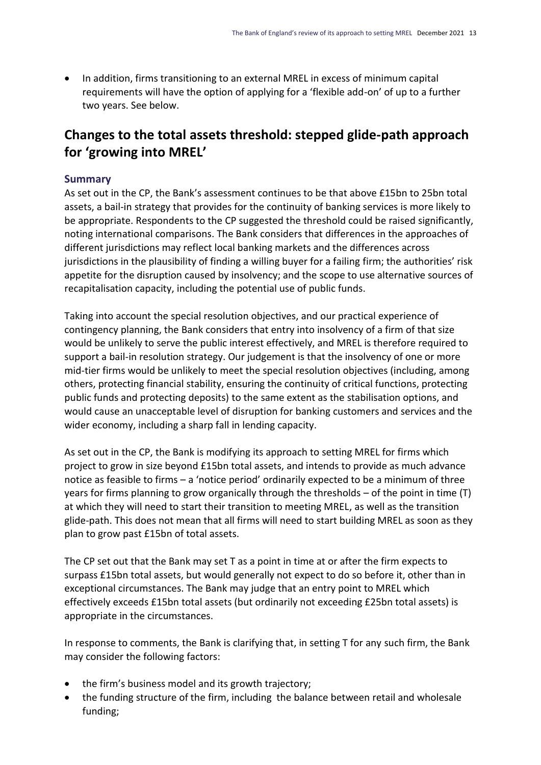- In addition, firms transitioning to an external MREL in excess of minimum capital requirements will have the option of applying for a 'flexible add-on' of up to a further two years. See below.

## Changes to the total assets threshold: stepped glide-path approach for 'growing into MREL'

### Summary

As set out in the CP, the Bank's assessment continues to be that above £15bn to 25bn total assets, a bail-in strategy that provides for the continuity of banking services is more likely to be appropriate. Respondents to the CP suggested the threshold could be raised significantly, noting international comparisons. The Bank considers that differences in the approaches of different jurisdictions may reflect local banking markets and the differences across jurisdictions in the plausibility of finding a willing buyer for a failing firm; the authorities' risk appetite for the disruption caused by insolvency; and the scope to use alternative sources of recapitalisation capacity, including the potential use of public funds.

Taking into account the special resolution objectives, and our practical experience of contingency planning, the Bank considers that entry into insolvency of a firm of that size would be unlikely to serve the public interest effectively, and MREL is therefore required to support a bail-in resolution strategy. Our judgement is that the insolvency of one or more mid-tier firms would be unlikely to meet the special resolution objectives (including, among others, protecting financial stability, ensuring the continuity of critical functions, protecting public funds and protecting deposits) to the same extent as the stabilisation options, and would cause an unacceptable level of disruption for banking customers and services and the wider economy, including a sharp fall in lending capacity.

As set out in the CP, the Bank is modifying its approach to setting MREL for firms which project to grow in size beyond £15bn total assets, and intends to provide as much advance notice as feasible to firms – a 'notice period' ordinarily expected to be a minimum of three years for firms planning to grow organically through the thresholds – of the point in time (T) at which they will need to start their transition to meeting MREL, as well as the transition glide-path. This does not mean that all firms will need to start building MREL as soon as they plan to grow past £15bn of total assets.

The CP set out that the Bank may set T as a point in time at or after the firm expects to surpass £15bn total assets, but would generally not expect to do so before it, other than in exceptional circumstances. The Bank may judge that an entry point to MREL which effectively exceeds £15bn total assets (but ordinarily not exceeding £25bn total assets) is appropriate in the circumstances.

In response to comments, the Bank is clarifying that, in setting T for any such firm, the Bank may consider the following factors:

- the firm's business model and its growth trajectory;
- the funding structure of the firm, including the balance between retail and wholesale funding;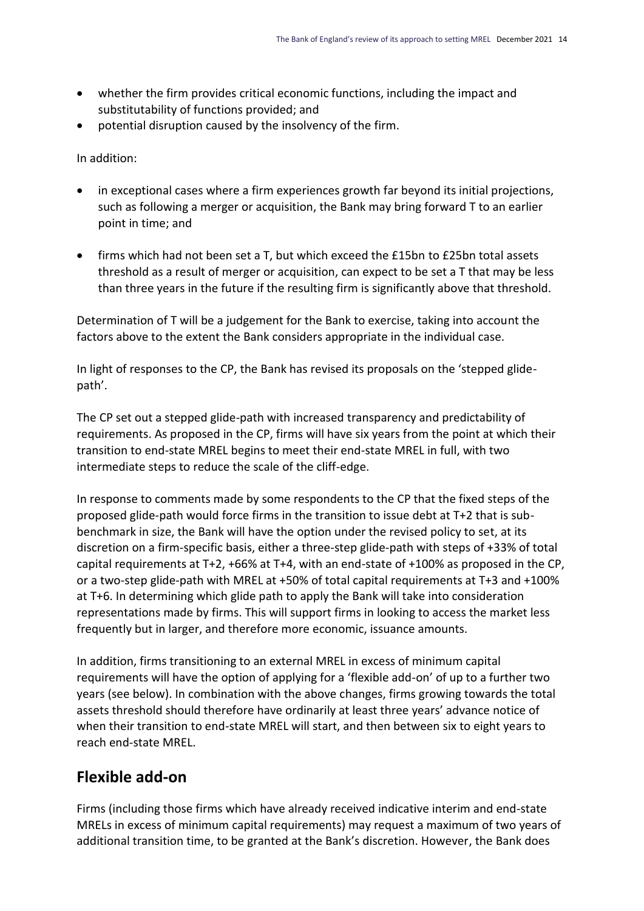- whether the firm provides critical economic functions, including the impact and substitutability of functions provided; and
- potential disruption caused by the insolvency of the firm.

In addition:

- in exceptional cases where a firm experiences growth far beyond its initial projections, such as following a merger or acquisition, the Bank may bring forward T to an earlier point in time; and
- firms which had not been set a T, but which exceed the £15bn to £25bn total assets threshold as a result of merger or acquisition, can expect to be set a T that may be less than three years in the future if the resulting firm is significantly above that threshold.

Determination of T will be a judgement for the Bank to exercise, taking into account the factors above to the extent the Bank considers appropriate in the individual case.

In light of responses to the CP, the Bank has revised its proposals on the 'stepped glide-path'.

The CP set out a stepped glide-path with increased transparency and predictability of requirements. As proposed in the CP, firms will have six years from the point at which their transition to end-state MREL begins to meet their end-state MREL in full, with two intermediate steps to reduce the scale of the cliff-edge.

In response to comments made by some respondents to the CP that the fixed steps of the proposed glide-path would force firms in the transition to issue debt at T+2 that is sub-benchmark in size, the Bank will have the option under the revised policy to set, at its discretion on a firm-specific basis, either a three-step glide-path with steps of +33% of total capital requirements at T+2, +66% at T+4, with an end-state of +100% as proposed in the CP, or a two-step glide-path with MREL at +50% of total capital requirements at T+3 and +100% at T+6. In determining which glide path to apply the Bank will take into consideration representations made by firms. This will support firms in looking to access the market less frequently but in larger, and therefore more economic, issuance amounts.

In addition, firms transitioning to an external MREL in excess of minimum capital requirements will have the option of applying for a 'flexible add-on' of up to a further two years (see below). In combination with the above changes, firms growing towards the total assets threshold should therefore have ordinarily at least three years' advance notice of when their transition to end-state MREL will start, and then between six to eight years to reach end-state MREL.

## Flexible add-on

Firms (including those firms which have already received indicative interim and end-state MRELs in excess of minimum capital requirements) may request a maximum of two years of additional transition time, to be granted at the Bank's discretion. However, the Bank does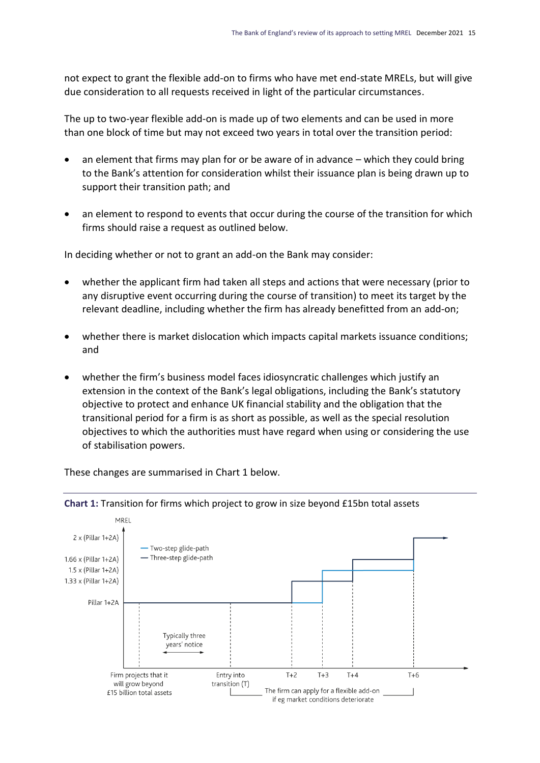not expect to grant the flexible add-on to firms who have met end-state MRELs, but will give due consideration to all requests received in light of the particular circumstances.

The up to two-year flexible add-on is made up of two elements and can be used in more than one block of time but may not exceed two years in total over the transition period:

- an element that firms may plan for or be aware of in advance – which they could bring to the Bank's attention for consideration whilst their issuance plan is being drawn up to support their transition path; and
- an element to respond to events that occur during the course of the transition for which firms should raise a request as outlined below.

In deciding whether or not to grant an add-on the Bank may consider:

- whether the applicant firm had taken all steps and actions that were necessary (prior to any disruptive event occurring during the course of transition) to meet its target by the relevant deadline, including whether the firm has already benefitted from an add-on;
- whether there is market dislocation which impacts capital markets issuance conditions; and
- whether the firm's business model faces idiosyncratic challenges which justify an extension in the context of the Bank's legal obligations, including the Bank's statutory objective to protect and enhance UK financial stability and the obligation that the transitional period for a firm is as short as possible, as well as the special resolution objectives to which the authorities must have regard when using or considering the use of stabilisation powers.

These changes are summarised in Chart 1 below.

**Chart 1:** Transition for firms which project to grow in size beyond £15bn total assets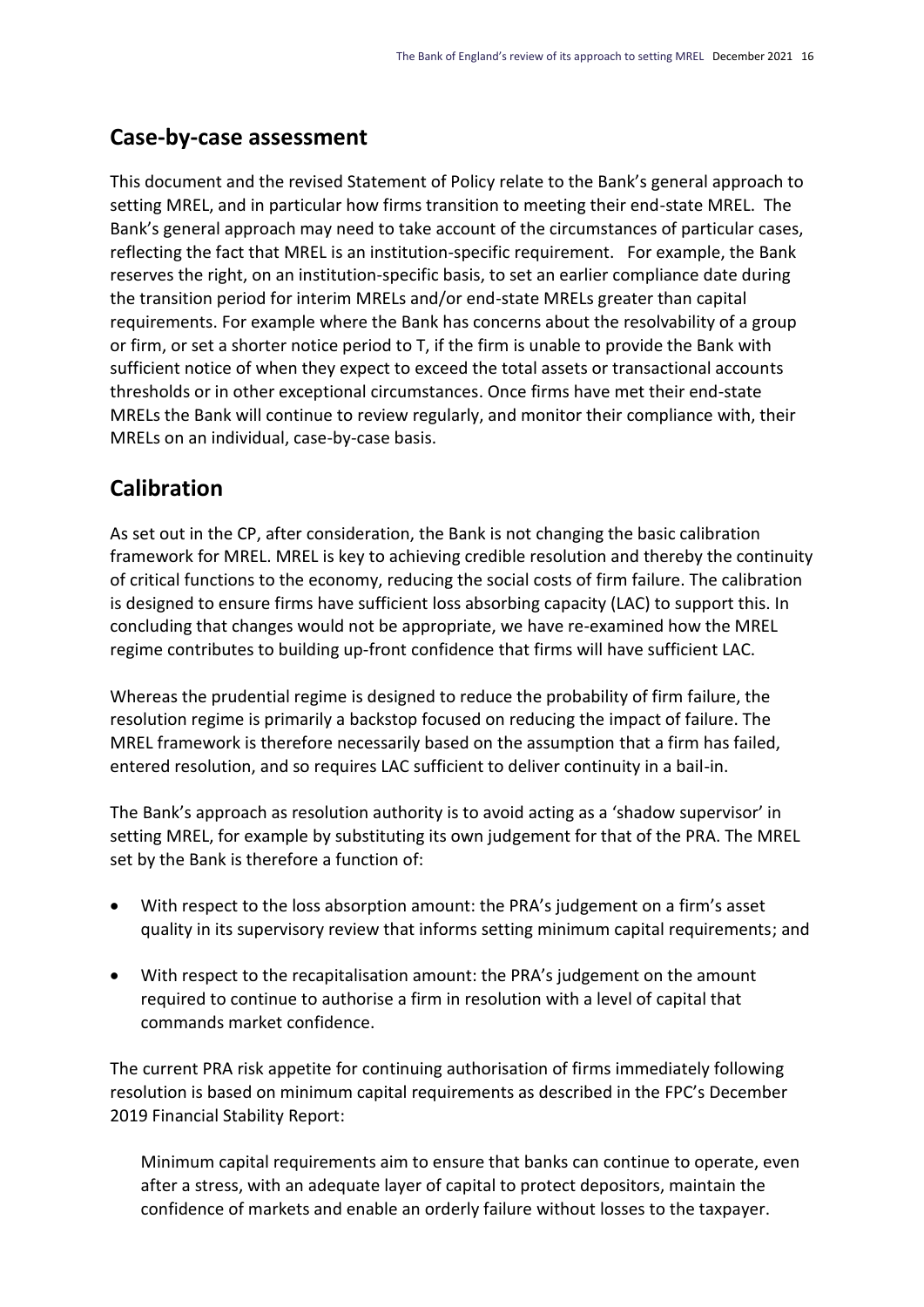## Case-by-case assessment

This document and the revised Statement of Policy relate to the Bank's general approach to setting MREL, and in particular how firms transition to meeting their end-state MREL. The Bank's general approach may need to take account of the circumstances of particular cases, reflecting the fact that MREL is an institution-specific requirement. For example, the Bank reserves the right, on an institution-specific basis, to set an earlier compliance date during the transition period for interim MRELs and/or end-state MRELs greater than capital requirements. For example where the Bank has concerns about the resolvability of a group or firm, or set a shorter notice period to T, if the firm is unable to provide the Bank with sufficient notice of when they expect to exceed the total assets or transactional accounts thresholds or in other exceptional circumstances. Once firms have met their end-state MRELs the Bank will continue to review regularly, and monitor their compliance with, their MRELs on an individual, case-by-case basis.

## Calibration

As set out in the CP, after consideration, the Bank is not changing the basic calibration framework for MREL. MREL is key to achieving credible resolution and thereby the continuity of critical functions to the economy, reducing the social costs of firm failure. The calibration is designed to ensure firms have sufficient loss absorbing capacity (LAC) to support this. In concluding that changes would not be appropriate, we have re-examined how the MREL regime contributes to building up-front confidence that firms will have sufficient LAC.

Whereas the prudential regime is designed to reduce the probability of firm failure, the resolution regime is primarily a backstop focused on reducing the impact of failure. The MREL framework is therefore necessarily based on the assumption that a firm has failed, entered resolution, and so requires LAC sufficient to deliver continuity in a bail-in.

The Bank's approach as resolution authority is to avoid acting as a 'shadow supervisor' in setting MREL, for example by substituting its own judgement for that of the PRA. The MREL set by the Bank is therefore a function of:

- With respect to the loss absorption amount: the PRA's judgement on a firm's asset quality in its supervisory review that informs setting minimum capital requirements; and
- With respect to the recapitalisation amount: the PRA's judgement on the amount required to continue to authorise a firm in resolution with a level of capital that commands market confidence.

The current PRA risk appetite for continuing authorisation of firms immediately following resolution is based on minimum capital requirements as described in the FPC's December 2019 Financial Stability Report:

> Minimum capital requirements aim to ensure that banks can continue to operate, even after a stress, with an adequate layer of capital to protect depositors, maintain the confidence of markets and enable an orderly failure without losses to the taxpayer.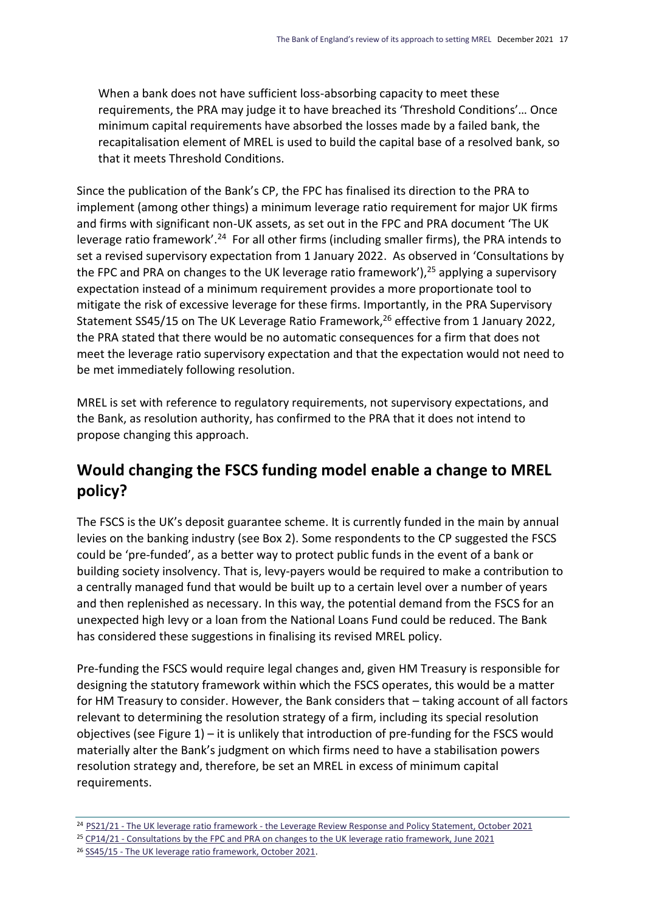> When a bank does not have sufficient loss-absorbing capacity to meet these requirements, the PRA may judge it to have breached its 'Threshold Conditions'… Once minimum capital requirements have absorbed the losses made by a failed bank, the recapitalisation element of MREL is used to build the capital base of a resolved bank, so that it meets Threshold Conditions.

Since the publication of the Bank's CP, the FPC has finalised its direction to the PRA to implement (among other things) a minimum leverage ratio requirement for major UK firms and firms with significant non-UK assets, as set out in the FPC and PRA document 'The UK leverage ratio framework'.[24] For all other firms (including smaller firms), the PRA intends to set a revised supervisory expectation from 1 January 2022. As observed in 'Consultations by the FPC and PRA on changes to the UK leverage ratio framework'),[25] applying a supervisory expectation instead of a minimum requirement provides a more proportionate tool to mitigate the risk of excessive leverage for these firms. Importantly, in the PRA Supervisory Statement SS45/15 on The UK Leverage Ratio Framework,[26] effective from 1 January 2022, the PRA stated that there would be no automatic consequences for a firm that does not meet the leverage ratio supervisory expectation and that the expectation would not need to be met immediately following resolution.

MREL is set with reference to regulatory requirements, not supervisory expectations, and the Bank, as resolution authority, has confirmed to the PRA that it does not intend to propose changing this approach.

## Would changing the FSCS funding model enable a change to MREL policy?

The FSCS is the UK's deposit guarantee scheme. It is currently funded in the main by annual levies on the banking industry (see Box 2). Some respondents to the CP suggested the FSCS could be 'pre-funded', as a better way to protect public funds in the event of a bank or building society insolvency. That is, levy-payers would be required to make a contribution to a centrally managed fund that would be built up to a certain level over a number of years and then replenished as necessary. In this way, the potential demand from the FSCS for an unexpected high levy or a loan from the National Loans Fund could be reduced. The Bank has considered these suggestions in finalising its revised MREL policy.

Pre-funding the FSCS would require legal changes and, given HM Treasury is responsible for designing the statutory framework within which the FSCS operates, this would be a matter for HM Treasury to consider. However, the Bank considers that – taking account of all factors relevant to determining the resolution strategy of a firm, including its special resolution objectives (see Figure 1) – it is unlikely that introduction of pre-funding for the FSCS would materially alter the Bank's judgment on which firms need to have a stabilisation powers resolution strategy and, therefore, be set an MREL in excess of minimum capital requirements.

---

[24] PS21/21 - The UK leverage ratio framework - the Leverage Review Response and Policy Statement, October 2021

[25] CP14/21 - Consultations by the FPC and PRA on changes to the UK leverage ratio framework, June 2021

[26] SS45/15 - The UK leverage ratio framework, October 2021.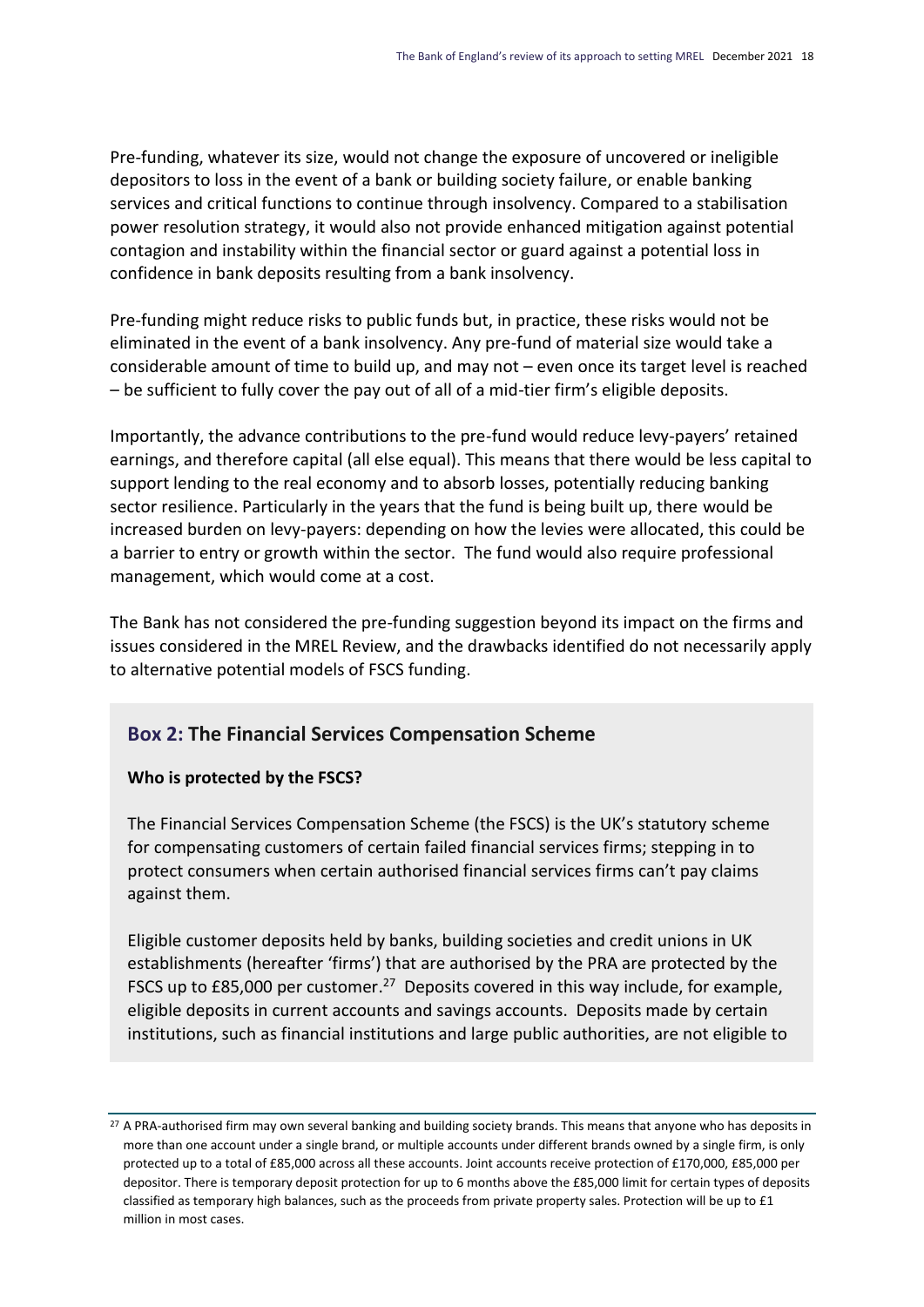Pre-funding, whatever its size, would not change the exposure of uncovered or ineligible depositors to loss in the event of a bank or building society failure, or enable banking services and critical functions to continue through insolvency. Compared to a stabilisation power resolution strategy, it would also not provide enhanced mitigation against potential contagion and instability within the financial sector or guard against a potential loss in confidence in bank deposits resulting from a bank insolvency.

Pre-funding might reduce risks to public funds but, in practice, these risks would not be eliminated in the event of a bank insolvency. Any pre-fund of material size would take a considerable amount of time to build up, and may not – even once its target level is reached – be sufficient to fully cover the pay out of all of a mid-tier firm's eligible deposits.

Importantly, the advance contributions to the pre-fund would reduce levy-payers' retained earnings, and therefore capital (all else equal). This means that there would be less capital to support lending to the real economy and to absorb losses, potentially reducing banking sector resilience. Particularly in the years that the fund is being built up, there would be increased burden on levy-payers: depending on how the levies were allocated, this could be a barrier to entry or growth within the sector. The fund would also require professional management, which would come at a cost.

The Bank has not considered the pre-funding suggestion beyond its impact on the firms and issues considered in the MREL Review, and the drawbacks identified do not necessarily apply to alternative potential models of FSCS funding.

## Box 2: The Financial Services Compensation Scheme

**Who is protected by the FSCS?**

The Financial Services Compensation Scheme (the FSCS) is the UK's statutory scheme for compensating customers of certain failed financial services firms; stepping in to protect consumers when certain authorised financial services firms can't pay claims against them.

Eligible customer deposits held by banks, building societies and credit unions in UK establishments (hereafter 'firms') that are authorised by the PRA are protected by the FSCS up to £85,000 per customer.[27] Deposits covered in this way include, for example, eligible deposits in current accounts and savings accounts. Deposits made by certain institutions, such as financial institutions and large public authorities, are not eligible to

[27] A PRA-authorised firm may own several banking and building society brands. This means that anyone who has deposits in more than one account under a single brand, or multiple accounts under different brands owned by a single firm, is only protected up to a total of £85,000 across all these accounts. Joint accounts receive protection of £170,000, £85,000 per depositor. There is temporary deposit protection for up to 6 months above the £85,000 limit for certain types of deposits classified as temporary high balances, such as the proceeds from private property sales. Protection will be up to £1 million in most cases.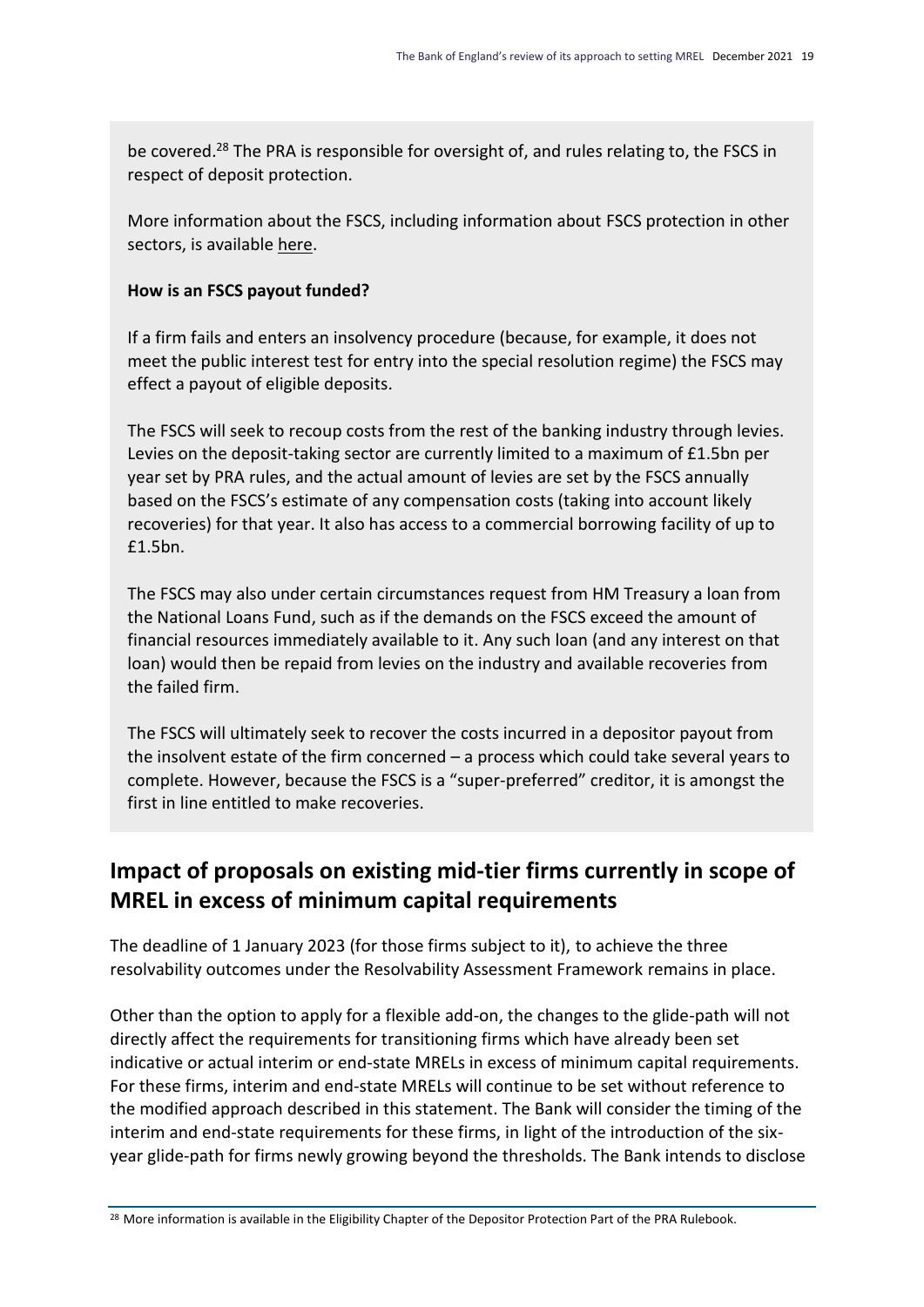be covered.[28] The PRA is responsible for oversight of, and rules relating to, the FSCS in respect of deposit protection.

More information about the FSCS, including information about FSCS protection in other sectors, is available here.

**How is an FSCS payout funded?**

If a firm fails and enters an insolvency procedure (because, for example, it does not meet the public interest test for entry into the special resolution regime) the FSCS may effect a payout of eligible deposits.

The FSCS will seek to recoup costs from the rest of the banking industry through levies. Levies on the deposit-taking sector are currently limited to a maximum of £1.5bn per year set by PRA rules, and the actual amount of levies are set by the FSCS annually based on the FSCS's estimate of any compensation costs (taking into account likely recoveries) for that year. It also has access to a commercial borrowing facility of up to £1.5bn.

The FSCS may also under certain circumstances request from HM Treasury a loan from the National Loans Fund, such as if the demands on the FSCS exceed the amount of financial resources immediately available to it. Any such loan (and any interest on that loan) would then be repaid from levies on the industry and available recoveries from the failed firm.

The FSCS will ultimately seek to recover the costs incurred in a depositor payout from the insolvent estate of the firm concerned – a process which could take several years to complete. However, because the FSCS is a "super-preferred" creditor, it is amongst the first in line entitled to make recoveries.

## Impact of proposals on existing mid-tier firms currently in scope of MREL in excess of minimum capital requirements

The deadline of 1 January 2023 (for those firms subject to it), to achieve the three resolvability outcomes under the Resolvability Assessment Framework remains in place.

Other than the option to apply for a flexible add-on, the changes to the glide-path will not directly affect the requirements for transitioning firms which have already been set indicative or actual interim or end-state MRELs in excess of minimum capital requirements. For these firms, interim and end-state MRELs will continue to be set without reference to the modified approach described in this statement. The Bank will consider the timing of the interim and end-state requirements for these firms, in light of the introduction of the six-year glide-path for firms newly growing beyond the thresholds. The Bank intends to disclose

[28] More information is available in the Eligibility Chapter of the Depositor Protection Part of the PRA Rulebook.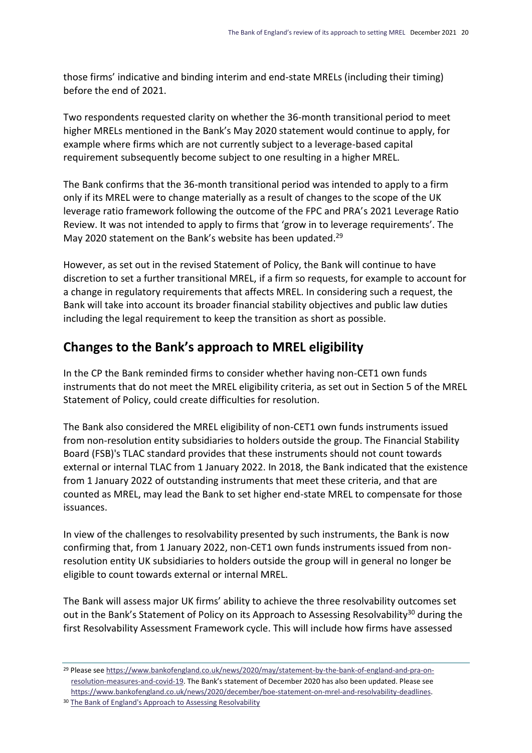those firms' indicative and binding interim and end-state MRELs (including their timing) before the end of 2021.

Two respondents requested clarity on whether the 36-month transitional period to meet higher MRELs mentioned in the Bank's May 2020 statement would continue to apply, for example where firms which are not currently subject to a leverage-based capital requirement subsequently become subject to one resulting in a higher MREL.

The Bank confirms that the 36-month transitional period was intended to apply to a firm only if its MREL were to change materially as a result of changes to the scope of the UK leverage ratio framework following the outcome of the FPC and PRA's 2021 Leverage Ratio Review. It was not intended to apply to firms that 'grow in to leverage requirements'. The May 2020 statement on the Bank's website has been updated.[29]

However, as set out in the revised Statement of Policy, the Bank will continue to have discretion to set a further transitional MREL, if a firm so requests, for example to account for a change in regulatory requirements that affects MREL. In considering such a request, the Bank will take into account its broader financial stability objectives and public law duties including the legal requirement to keep the transition as short as possible.

## Changes to the Bank's approach to MREL eligibility

In the CP the Bank reminded firms to consider whether having non-CET1 own funds instruments that do not meet the MREL eligibility criteria, as set out in Section 5 of the MREL Statement of Policy, could create difficulties for resolution.

The Bank also considered the MREL eligibility of non-CET1 own funds instruments issued from non-resolution entity subsidiaries to holders outside the group. The Financial Stability Board (FSB)'s TLAC standard provides that these instruments should not count towards external or internal TLAC from 1 January 2022. In 2018, the Bank indicated that the existence from 1 January 2022 of outstanding instruments that meet these criteria, and that are counted as MREL, may lead the Bank to set higher end-state MREL to compensate for those issuances.

In view of the challenges to resolvability presented by such instruments, the Bank is now confirming that, from 1 January 2022, non-CET1 own funds instruments issued from non-resolution entity UK subsidiaries to holders outside the group will in general no longer be eligible to count towards external or internal MREL.

The Bank will assess major UK firms' ability to achieve the three resolvability outcomes set out in the Bank's Statement of Policy on its Approach to Assessing Resolvability[30] during the first Resolvability Assessment Framework cycle. This will include how firms have assessed

---

[29] Please see https://www.bankofengland.co.uk/news/2020/may/statement-by-the-bank-of-england-and-pra-on-resolution-measures-and-covid-19. The Bank's statement of December 2020 has also been updated. Please see https://www.bankofengland.co.uk/news/2020/december/boe-statement-on-mrel-and-resolvability-deadlines.

[30] The Bank of England's Approach to Assessing Resolvability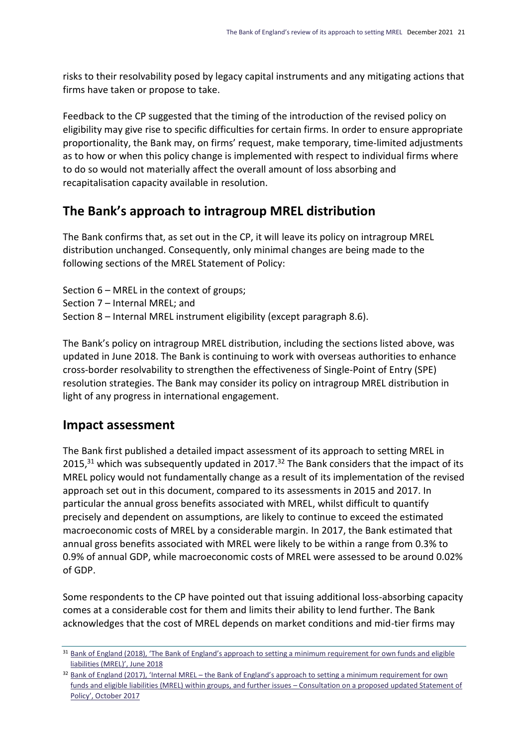risks to their resolvability posed by legacy capital instruments and any mitigating actions that firms have taken or propose to take.

Feedback to the CP suggested that the timing of the introduction of the revised policy on eligibility may give rise to specific difficulties for certain firms. In order to ensure appropriate proportionality, the Bank may, on firms' request, make temporary, time-limited adjustments as to how or when this policy change is implemented with respect to individual firms where to do so would not materially affect the overall amount of loss absorbing and recapitalisation capacity available in resolution.

## The Bank's approach to intragroup MREL distribution

The Bank confirms that, as set out in the CP, it will leave its policy on intragroup MREL distribution unchanged. Consequently, only minimal changes are being made to the following sections of the MREL Statement of Policy:

Section 6 – MREL in the context of groups;
Section 7 – Internal MREL; and
Section 8 – Internal MREL instrument eligibility (except paragraph 8.6).

The Bank's policy on intragroup MREL distribution, including the sections listed above, was updated in June 2018. The Bank is continuing to work with overseas authorities to enhance cross-border resolvability to strengthen the effectiveness of Single-Point of Entry (SPE) resolution strategies. The Bank may consider its policy on intragroup MREL distribution in light of any progress in international engagement.

## Impact assessment

The Bank first published a detailed impact assessment of its approach to setting MREL in 2015,[31] which was subsequently updated in 2017.[32] The Bank considers that the impact of its MREL policy would not fundamentally change as a result of its implementation of the revised approach set out in this document, compared to its assessments in 2015 and 2017. In particular the annual gross benefits associated with MREL, whilst difficult to quantify precisely and dependent on assumptions, are likely to continue to exceed the estimated macroeconomic costs of MREL by a considerable margin. In 2017, the Bank estimated that annual gross benefits associated with MREL were likely to be within a range from 0.3% to 0.9% of annual GDP, while macroeconomic costs of MREL were assessed to be around 0.02% of GDP.

Some respondents to the CP have pointed out that issuing additional loss-absorbing capacity comes at a considerable cost for them and limits their ability to lend further. The Bank acknowledges that the cost of MREL depends on market conditions and mid-tier firms may

---

[31] Bank of England (2018), 'The Bank of England's approach to setting a minimum requirement for own funds and eligible liabilities (MREL)', June 2018

[32] Bank of England (2017), 'Internal MREL – the Bank of England's approach to setting a minimum requirement for own funds and eligible liabilities (MREL) within groups, and further issues – Consultation on a proposed updated Statement of Policy', October 2017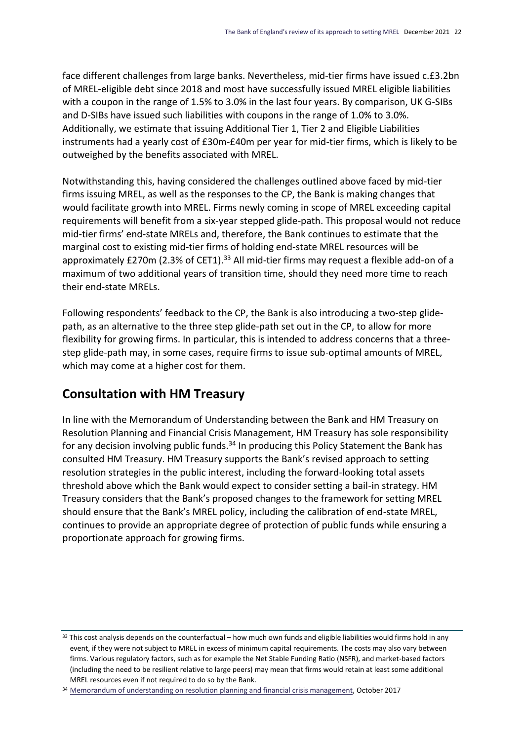face different challenges from large banks. Nevertheless, mid-tier firms have issued c.£3.2bn of MREL-eligible debt since 2018 and most have successfully issued MREL eligible liabilities with a coupon in the range of 1.5% to 3.0% in the last four years. By comparison, UK G-SIBs and D-SIBs have issued such liabilities with coupons in the range of 1.0% to 3.0%. Additionally, we estimate that issuing Additional Tier 1, Tier 2 and Eligible Liabilities instruments had a yearly cost of £30m-£40m per year for mid-tier firms, which is likely to be outweighed by the benefits associated with MREL.

Notwithstanding this, having considered the challenges outlined above faced by mid-tier firms issuing MREL, as well as the responses to the CP, the Bank is making changes that would facilitate growth into MREL. Firms newly coming in scope of MREL exceeding capital requirements will benefit from a six-year stepped glide-path. This proposal would not reduce mid-tier firms' end-state MRELs and, therefore, the Bank continues to estimate that the marginal cost to existing mid-tier firms of holding end-state MREL resources will be approximately £270m (2.3% of CET1).[33] All mid-tier firms may request a flexible add-on of a maximum of two additional years of transition time, should they need more time to reach their end-state MRELs.

Following respondents' feedback to the CP, the Bank is also introducing a two-step glide-path, as an alternative to the three step glide-path set out in the CP, to allow for more flexibility for growing firms. In particular, this is intended to address concerns that a three-step glide-path may, in some cases, require firms to issue sub-optimal amounts of MREL, which may come at a higher cost for them.

## Consultation with HM Treasury

In line with the Memorandum of Understanding between the Bank and HM Treasury on Resolution Planning and Financial Crisis Management, HM Treasury has sole responsibility for any decision involving public funds.[34] In producing this Policy Statement the Bank has consulted HM Treasury. HM Treasury supports the Bank's revised approach to setting resolution strategies in the public interest, including the forward-looking total assets threshold above which the Bank would expect to consider setting a bail-in strategy. HM Treasury considers that the Bank's proposed changes to the framework for setting MREL should ensure that the Bank's MREL policy, including the calibration of end-state MREL, continues to provide an appropriate degree of protection of public funds while ensuring a proportionate approach for growing firms.

---

[33] This cost analysis depends on the counterfactual – how much own funds and eligible liabilities would firms hold in any event, if they were not subject to MREL in excess of minimum capital requirements. The costs may also vary between firms. Various regulatory factors, such as for example the Net Stable Funding Ratio (NSFR), and market-based factors (including the need to be resilient relative to large peers) may mean that firms would retain at least some additional MREL resources even if not required to do so by the Bank.

[34] Memorandum of understanding on resolution planning and financial crisis management, October 2017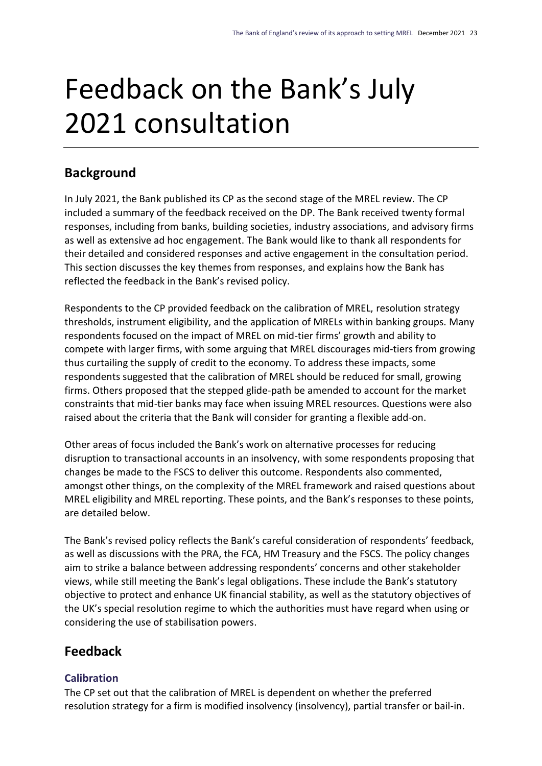# Feedback on the Bank's July 2021 consultation

## Background

In July 2021, the Bank published its CP as the second stage of the MREL review. The CP included a summary of the feedback received on the DP. The Bank received twenty formal responses, including from banks, building societies, industry associations, and advisory firms as well as extensive ad hoc engagement. The Bank would like to thank all respondents for their detailed and considered responses and active engagement in the consultation period. This section discusses the key themes from responses, and explains how the Bank has reflected the feedback in the Bank's revised policy.

Respondents to the CP provided feedback on the calibration of MREL, resolution strategy thresholds, instrument eligibility, and the application of MRELs within banking groups. Many respondents focused on the impact of MREL on mid-tier firms' growth and ability to compete with larger firms, with some arguing that MREL discourages mid-tiers from growing thus curtailing the supply of credit to the economy. To address these impacts, some respondents suggested that the calibration of MREL should be reduced for small, growing firms. Others proposed that the stepped glide-path be amended to account for the market constraints that mid-tier banks may face when issuing MREL resources. Questions were also raised about the criteria that the Bank will consider for granting a flexible add-on.

Other areas of focus included the Bank's work on alternative processes for reducing disruption to transactional accounts in an insolvency, with some respondents proposing that changes be made to the FSCS to deliver this outcome. Respondents also commented, amongst other things, on the complexity of the MREL framework and raised questions about MREL eligibility and MREL reporting. These points, and the Bank's responses to these points, are detailed below.

The Bank's revised policy reflects the Bank's careful consideration of respondents' feedback, as well as discussions with the PRA, the FCA, HM Treasury and the FSCS. The policy changes aim to strike a balance between addressing respondents' concerns and other stakeholder views, while still meeting the Bank's legal obligations. These include the Bank's statutory objective to protect and enhance UK financial stability, as well as the statutory objectives of the UK's special resolution regime to which the authorities must have regard when using or considering the use of stabilisation powers.

## Feedback

### Calibration

The CP set out that the calibration of MREL is dependent on whether the preferred resolution strategy for a firm is modified insolvency (insolvency), partial transfer or bail-in.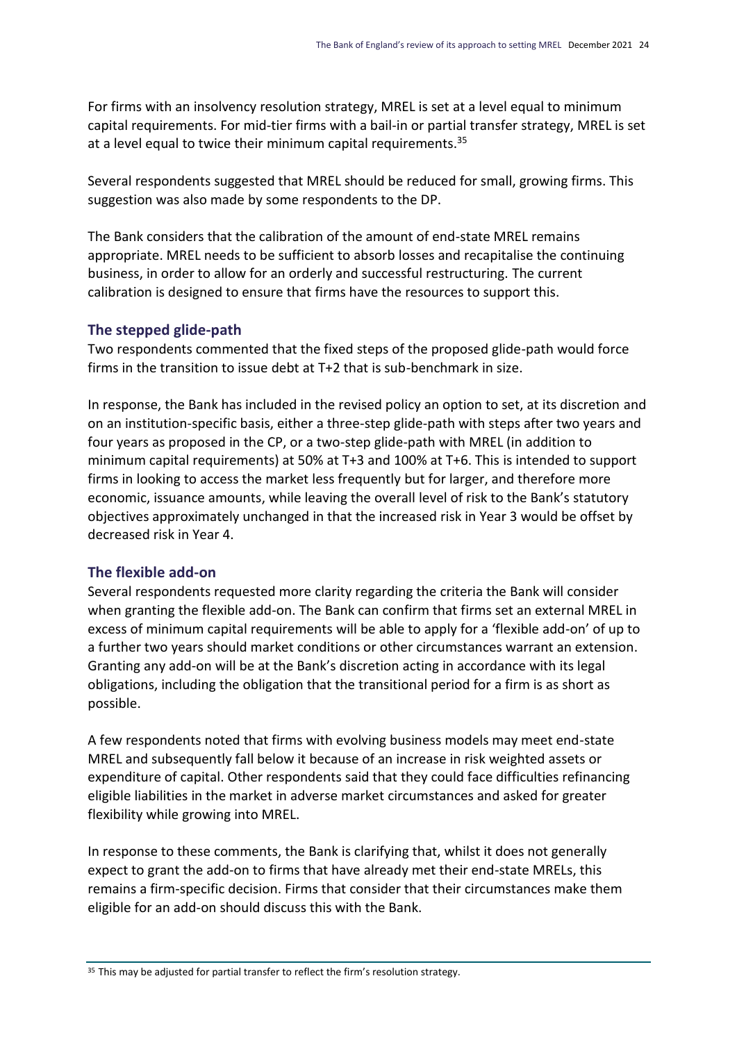For firms with an insolvency resolution strategy, MREL is set at a level equal to minimum capital requirements. For mid-tier firms with a bail-in or partial transfer strategy, MREL is set at a level equal to twice their minimum capital requirements.[35]

Several respondents suggested that MREL should be reduced for small, growing firms. This suggestion was also made by some respondents to the DP.

The Bank considers that the calibration of the amount of end-state MREL remains appropriate. MREL needs to be sufficient to absorb losses and recapitalise the continuing business, in order to allow for an orderly and successful restructuring. The current calibration is designed to ensure that firms have the resources to support this.

### The stepped glide-path

Two respondents commented that the fixed steps of the proposed glide-path would force firms in the transition to issue debt at T+2 that is sub-benchmark in size.

In response, the Bank has included in the revised policy an option to set, at its discretion and on an institution-specific basis, either a three-step glide-path with steps after two years and four years as proposed in the CP, or a two-step glide-path with MREL (in addition to minimum capital requirements) at 50% at T+3 and 100% at T+6. This is intended to support firms in looking to access the market less frequently but for larger, and therefore more economic, issuance amounts, while leaving the overall level of risk to the Bank's statutory objectives approximately unchanged in that the increased risk in Year 3 would be offset by decreased risk in Year 4.

### The flexible add-on

Several respondents requested more clarity regarding the criteria the Bank will consider when granting the flexible add-on. The Bank can confirm that firms set an external MREL in excess of minimum capital requirements will be able to apply for a 'flexible add-on' of up to a further two years should market conditions or other circumstances warrant an extension. Granting any add-on will be at the Bank's discretion acting in accordance with its legal obligations, including the obligation that the transitional period for a firm is as short as possible.

A few respondents noted that firms with evolving business models may meet end-state MREL and subsequently fall below it because of an increase in risk weighted assets or expenditure of capital. Other respondents said that they could face difficulties refinancing eligible liabilities in the market in adverse market circumstances and asked for greater flexibility while growing into MREL.

In response to these comments, the Bank is clarifying that, whilst it does not generally expect to grant the add-on to firms that have already met their end-state MRELs, this remains a firm-specific decision. Firms that consider that their circumstances make them eligible for an add-on should discuss this with the Bank.

[35] This may be adjusted for partial transfer to reflect the firm's resolution strategy.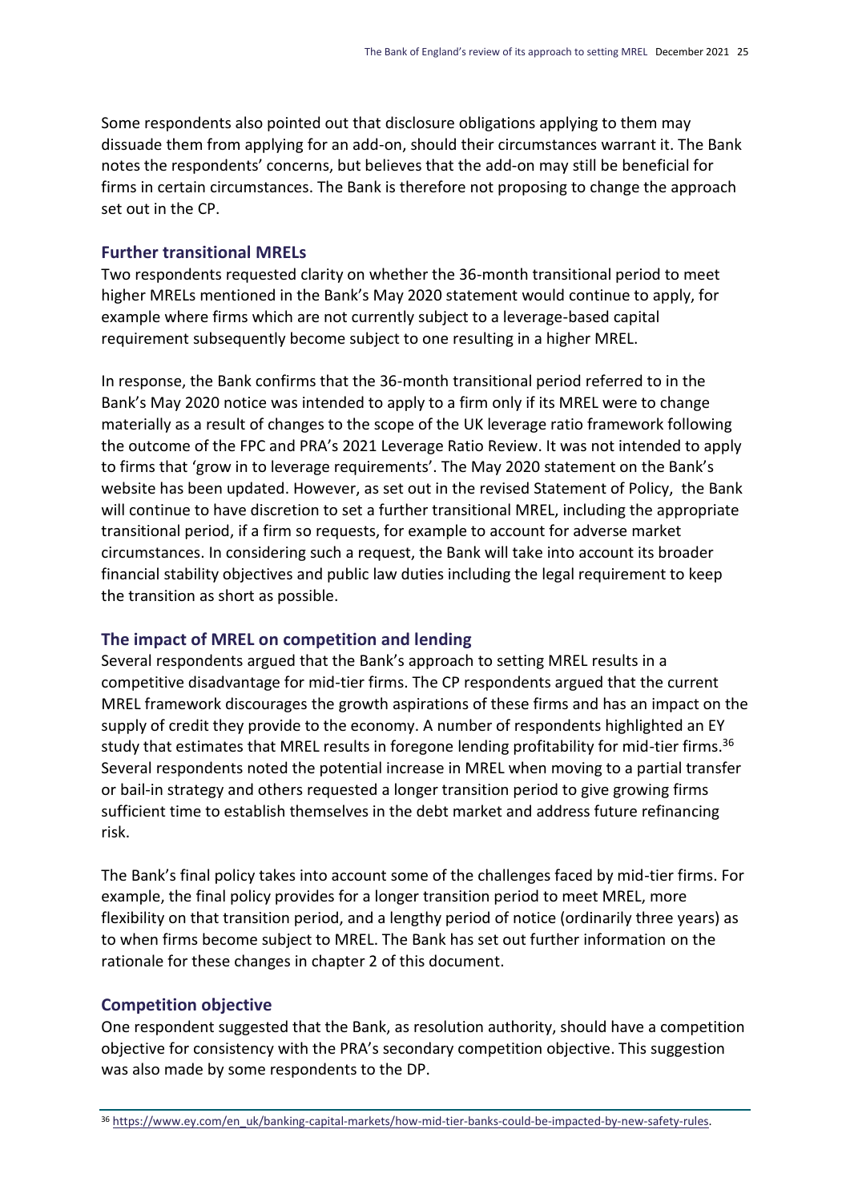Some respondents also pointed out that disclosure obligations applying to them may dissuade them from applying for an add-on, should their circumstances warrant it. The Bank notes the respondents' concerns, but believes that the add-on may still be beneficial for firms in certain circumstances. The Bank is therefore not proposing to change the approach set out in the CP.

### Further transitional MRELs

Two respondents requested clarity on whether the 36-month transitional period to meet higher MRELs mentioned in the Bank's May 2020 statement would continue to apply, for example where firms which are not currently subject to a leverage-based capital requirement subsequently become subject to one resulting in a higher MREL.

In response, the Bank confirms that the 36-month transitional period referred to in the Bank's May 2020 notice was intended to apply to a firm only if its MREL were to change materially as a result of changes to the scope of the UK leverage ratio framework following the outcome of the FPC and PRA's 2021 Leverage Ratio Review. It was not intended to apply to firms that 'grow in to leverage requirements'. The May 2020 statement on the Bank's website has been updated. However, as set out in the revised Statement of Policy, the Bank will continue to have discretion to set a further transitional MREL, including the appropriate transitional period, if a firm so requests, for example to account for adverse market circumstances. In considering such a request, the Bank will take into account its broader financial stability objectives and public law duties including the legal requirement to keep the transition as short as possible.

### The impact of MREL on competition and lending

Several respondents argued that the Bank's approach to setting MREL results in a competitive disadvantage for mid-tier firms. The CP respondents argued that the current MREL framework discourages the growth aspirations of these firms and has an impact on the supply of credit they provide to the economy. A number of respondents highlighted an EY study that estimates that MREL results in foregone lending profitability for mid-tier firms.[36] Several respondents noted the potential increase in MREL when moving to a partial transfer or bail-in strategy and others requested a longer transition period to give growing firms sufficient time to establish themselves in the debt market and address future refinancing risk.

The Bank's final policy takes into account some of the challenges faced by mid-tier firms. For example, the final policy provides for a longer transition period to meet MREL, more flexibility on that transition period, and a lengthy period of notice (ordinarily three years) as to when firms become subject to MREL. The Bank has set out further information on the rationale for these changes in chapter 2 of this document.

### Competition objective

One respondent suggested that the Bank, as resolution authority, should have a competition objective for consistency with the PRA's secondary competition objective. This suggestion was also made by some respondents to the DP.

[36] https://www.ey.com/en_uk/banking-capital-markets/how-mid-tier-banks-could-be-impacted-by-new-safety-rules.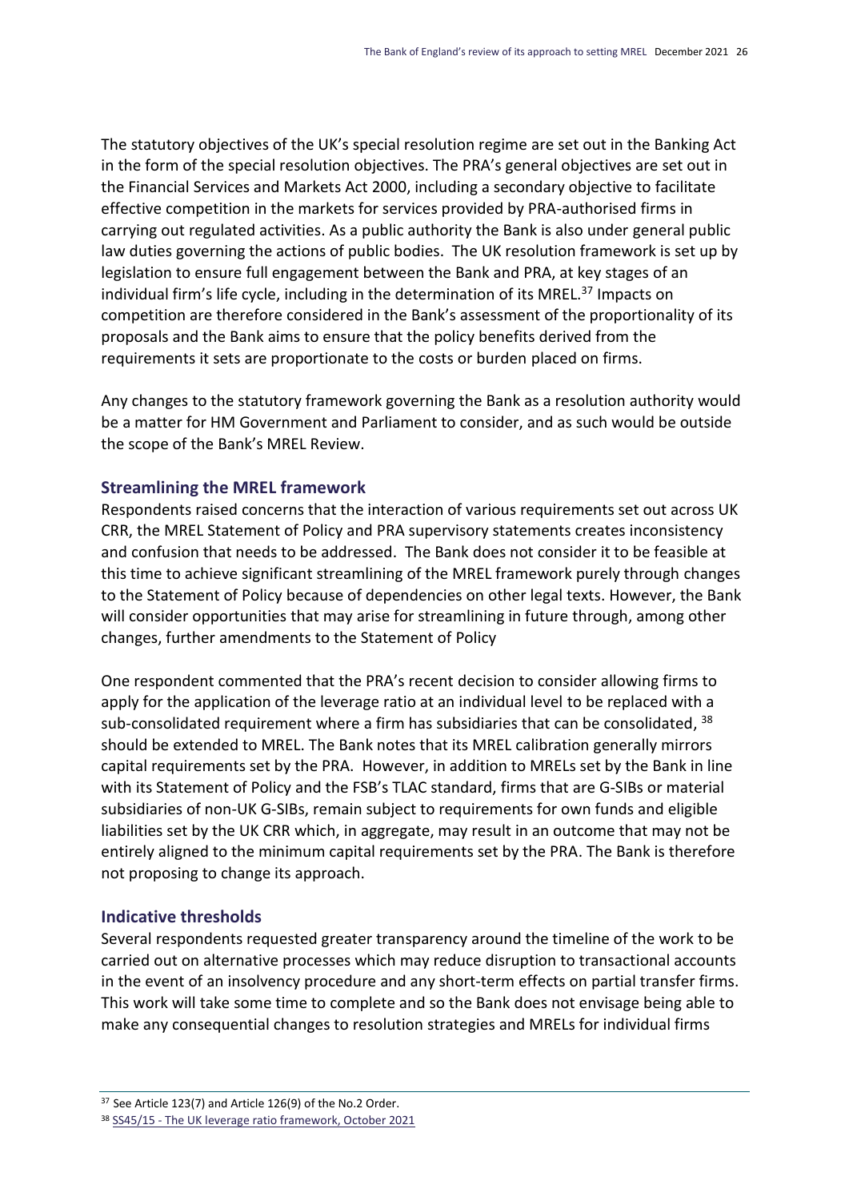The statutory objectives of the UK's special resolution regime are set out in the Banking Act in the form of the special resolution objectives. The PRA's general objectives are set out in the Financial Services and Markets Act 2000, including a secondary objective to facilitate effective competition in the markets for services provided by PRA-authorised firms in carrying out regulated activities. As a public authority the Bank is also under general public law duties governing the actions of public bodies. The UK resolution framework is set up by legislation to ensure full engagement between the Bank and PRA, at key stages of an individual firm's life cycle, including in the determination of its MREL.[37] Impacts on competition are therefore considered in the Bank's assessment of the proportionality of its proposals and the Bank aims to ensure that the policy benefits derived from the requirements it sets are proportionate to the costs or burden placed on firms.

Any changes to the statutory framework governing the Bank as a resolution authority would be a matter for HM Government and Parliament to consider, and as such would be outside the scope of the Bank's MREL Review.

### Streamlining the MREL framework

Respondents raised concerns that the interaction of various requirements set out across UK CRR, the MREL Statement of Policy and PRA supervisory statements creates inconsistency and confusion that needs to be addressed. The Bank does not consider it to be feasible at this time to achieve significant streamlining of the MREL framework purely through changes to the Statement of Policy because of dependencies on other legal texts. However, the Bank will consider opportunities that may arise for streamlining in future through, among other changes, further amendments to the Statement of Policy

One respondent commented that the PRA's recent decision to consider allowing firms to apply for the application of the leverage ratio at an individual level to be replaced with a sub-consolidated requirement where a firm has subsidiaries that can be consolidated, [38] should be extended to MREL. The Bank notes that its MREL calibration generally mirrors capital requirements set by the PRA. However, in addition to MRELs set by the Bank in line with its Statement of Policy and the FSB's TLAC standard, firms that are G-SIBs or material subsidiaries of non-UK G-SIBs, remain subject to requirements for own funds and eligible liabilities set by the UK CRR which, in aggregate, may result in an outcome that may not be entirely aligned to the minimum capital requirements set by the PRA. The Bank is therefore not proposing to change its approach.

### Indicative thresholds

Several respondents requested greater transparency around the timeline of the work to be carried out on alternative processes which may reduce disruption to transactional accounts in the event of an insolvency procedure and any short-term effects on partial transfer firms. This work will take some time to complete and so the Bank does not envisage being able to make any consequential changes to resolution strategies and MRELs for individual firms

---

[37] See Article 123(7) and Article 126(9) of the No.2 Order.

[38] SS45/15 - The UK leverage ratio framework, October 2021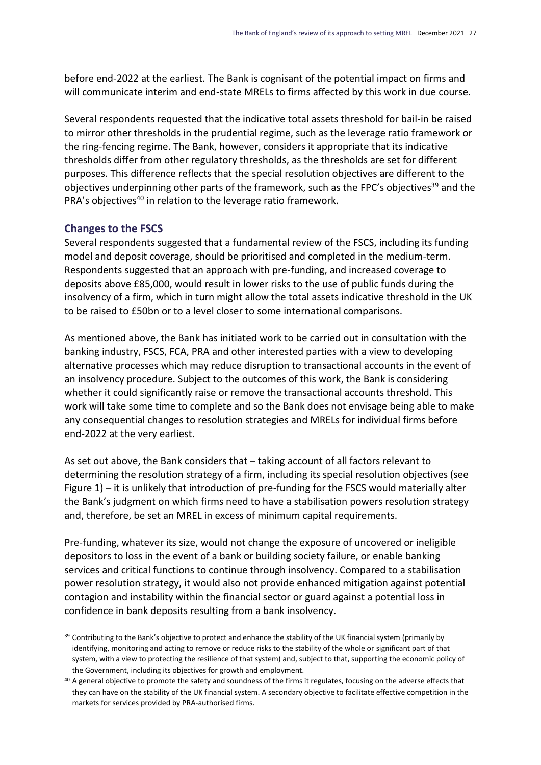before end-2022 at the earliest. The Bank is cognisant of the potential impact on firms and will communicate interim and end-state MRELs to firms affected by this work in due course.

Several respondents requested that the indicative total assets threshold for bail-in be raised to mirror other thresholds in the prudential regime, such as the leverage ratio framework or the ring-fencing regime. The Bank, however, considers it appropriate that its indicative thresholds differ from other regulatory thresholds, as the thresholds are set for different purposes. This difference reflects that the special resolution objectives are different to the objectives underpinning other parts of the framework, such as the FPC's objectives[39] and the PRA's objectives[40] in relation to the leverage ratio framework.

### Changes to the FSCS

Several respondents suggested that a fundamental review of the FSCS, including its funding model and deposit coverage, should be prioritised and completed in the medium-term. Respondents suggested that an approach with pre-funding, and increased coverage to deposits above £85,000, would result in lower risks to the use of public funds during the insolvency of a firm, which in turn might allow the total assets indicative threshold in the UK to be raised to £50bn or to a level closer to some international comparisons.

As mentioned above, the Bank has initiated work to be carried out in consultation with the banking industry, FSCS, FCA, PRA and other interested parties with a view to developing alternative processes which may reduce disruption to transactional accounts in the event of an insolvency procedure. Subject to the outcomes of this work, the Bank is considering whether it could significantly raise or remove the transactional accounts threshold. This work will take some time to complete and so the Bank does not envisage being able to make any consequential changes to resolution strategies and MRELs for individual firms before end-2022 at the very earliest.

As set out above, the Bank considers that – taking account of all factors relevant to determining the resolution strategy of a firm, including its special resolution objectives (see Figure 1) – it is unlikely that introduction of pre-funding for the FSCS would materially alter the Bank's judgment on which firms need to have a stabilisation powers resolution strategy and, therefore, be set an MREL in excess of minimum capital requirements.

Pre-funding, whatever its size, would not change the exposure of uncovered or ineligible depositors to loss in the event of a bank or building society failure, or enable banking services and critical functions to continue through insolvency. Compared to a stabilisation power resolution strategy, it would also not provide enhanced mitigation against potential contagion and instability within the financial sector or guard against a potential loss in confidence in bank deposits resulting from a bank insolvency.

---

[39] Contributing to the Bank's objective to protect and enhance the stability of the UK financial system (primarily by identifying, monitoring and acting to remove or reduce risks to the stability of the whole or significant part of that system, with a view to protecting the resilience of that system) and, subject to that, supporting the economic policy of the Government, including its objectives for growth and employment.

[40] A general objective to promote the safety and soundness of the firms it regulates, focusing on the adverse effects that they can have on the stability of the UK financial system. A secondary objective to facilitate effective competition in the markets for services provided by PRA-authorised firms.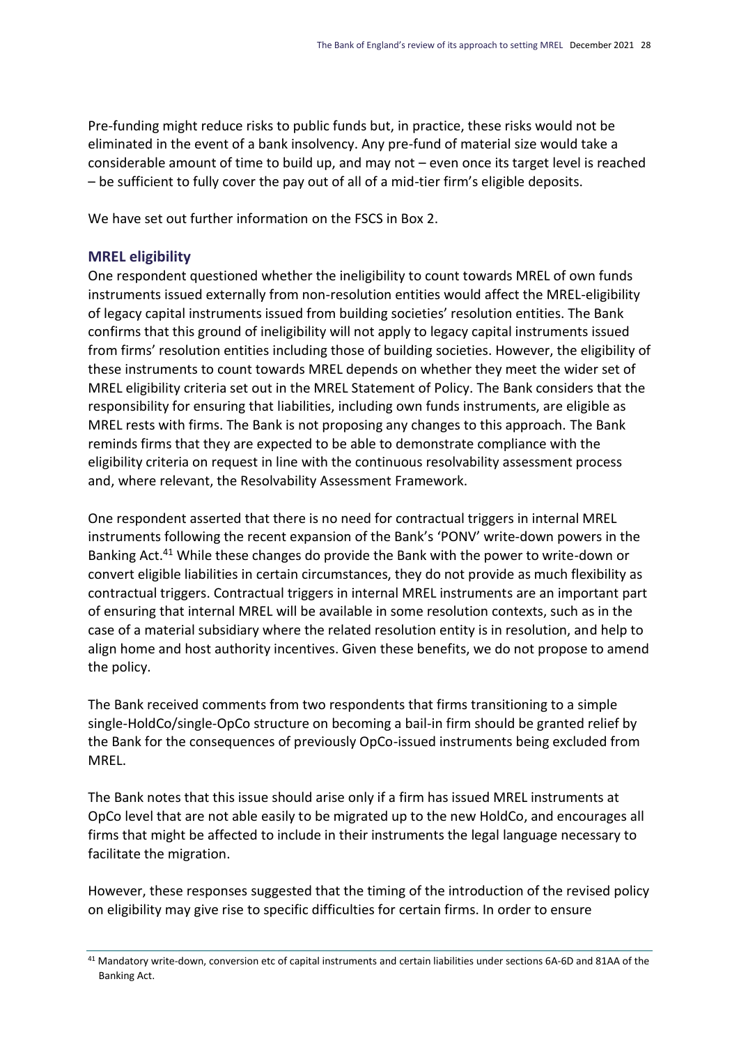Pre-funding might reduce risks to public funds but, in practice, these risks would not be eliminated in the event of a bank insolvency. Any pre-fund of material size would take a considerable amount of time to build up, and may not – even once its target level is reached – be sufficient to fully cover the pay out of all of a mid-tier firm's eligible deposits.

We have set out further information on the FSCS in Box 2.

### MREL eligibility

One respondent questioned whether the ineligibility to count towards MREL of own funds instruments issued externally from non-resolution entities would affect the MREL-eligibility of legacy capital instruments issued from building societies' resolution entities. The Bank confirms that this ground of ineligibility will not apply to legacy capital instruments issued from firms' resolution entities including those of building societies. However, the eligibility of these instruments to count towards MREL depends on whether they meet the wider set of MREL eligibility criteria set out in the MREL Statement of Policy. The Bank considers that the responsibility for ensuring that liabilities, including own funds instruments, are eligible as MREL rests with firms. The Bank is not proposing any changes to this approach. The Bank reminds firms that they are expected to be able to demonstrate compliance with the eligibility criteria on request in line with the continuous resolvability assessment process and, where relevant, the Resolvability Assessment Framework.

One respondent asserted that there is no need for contractual triggers in internal MREL instruments following the recent expansion of the Bank's 'PONV' write-down powers in the Banking Act.[41] While these changes do provide the Bank with the power to write-down or convert eligible liabilities in certain circumstances, they do not provide as much flexibility as contractual triggers. Contractual triggers in internal MREL instruments are an important part of ensuring that internal MREL will be available in some resolution contexts, such as in the case of a material subsidiary where the related resolution entity is in resolution, and help to align home and host authority incentives. Given these benefits, we do not propose to amend the policy.

The Bank received comments from two respondents that firms transitioning to a simple single-HoldCo/single-OpCo structure on becoming a bail-in firm should be granted relief by the Bank for the consequences of previously OpCo-issued instruments being excluded from MREL.

The Bank notes that this issue should arise only if a firm has issued MREL instruments at OpCo level that are not able easily to be migrated up to the new HoldCo, and encourages all firms that might be affected to include in their instruments the legal language necessary to facilitate the migration.

However, these responses suggested that the timing of the introduction of the revised policy on eligibility may give rise to specific difficulties for certain firms. In order to ensure

[41] Mandatory write-down, conversion etc of capital instruments and certain liabilities under sections 6A-6D and 81AA of the Banking Act.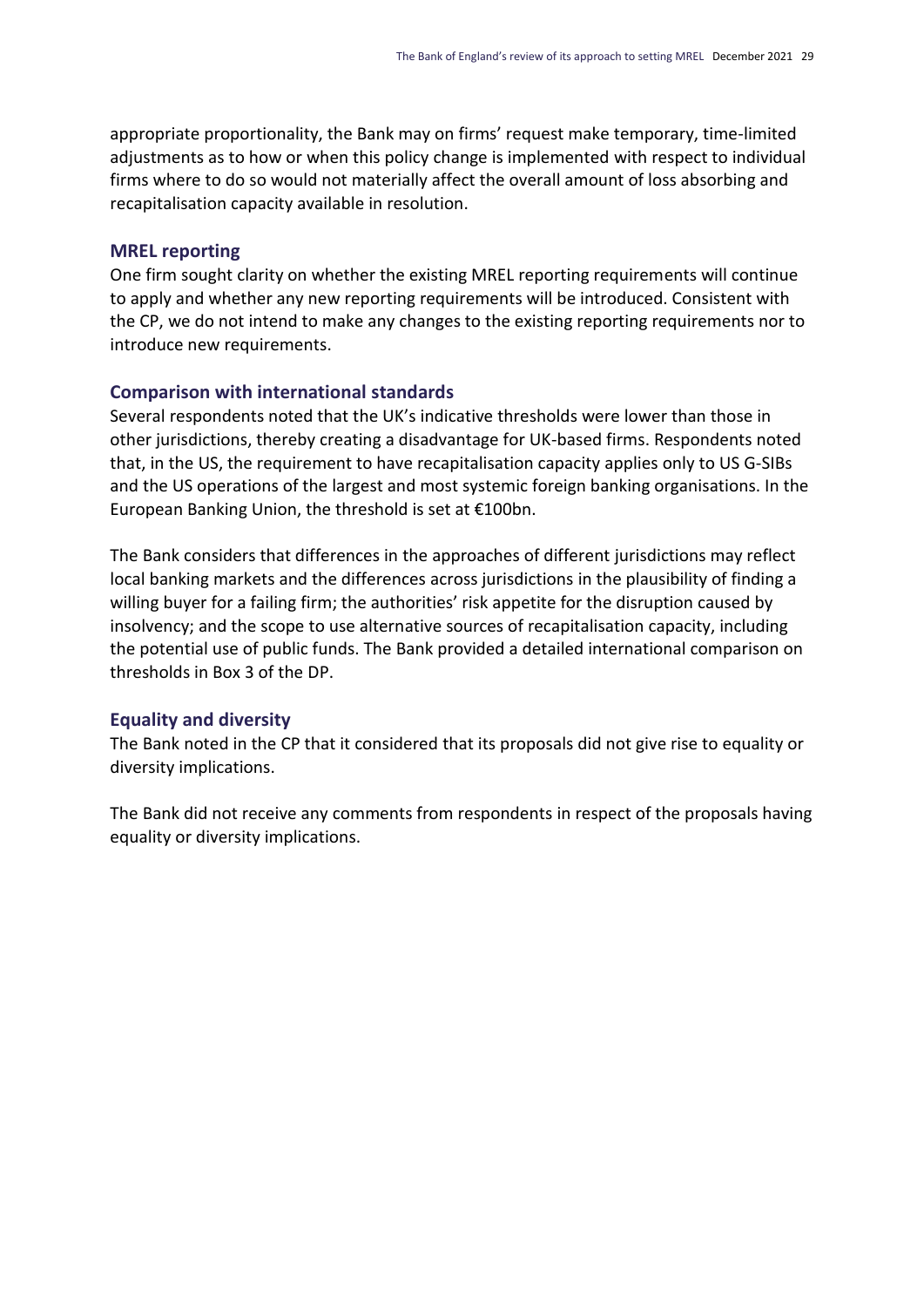appropriate proportionality, the Bank may on firms' request make temporary, time-limited adjustments as to how or when this policy change is implemented with respect to individual firms where to do so would not materially affect the overall amount of loss absorbing and recapitalisation capacity available in resolution.

### MREL reporting

One firm sought clarity on whether the existing MREL reporting requirements will continue to apply and whether any new reporting requirements will be introduced. Consistent with the CP, we do not intend to make any changes to the existing reporting requirements nor to introduce new requirements.

### Comparison with international standards

Several respondents noted that the UK's indicative thresholds were lower than those in other jurisdictions, thereby creating a disadvantage for UK-based firms. Respondents noted that, in the US, the requirement to have recapitalisation capacity applies only to US G-SIBs and the US operations of the largest and most systemic foreign banking organisations. In the European Banking Union, the threshold is set at €100bn.

The Bank considers that differences in the approaches of different jurisdictions may reflect local banking markets and the differences across jurisdictions in the plausibility of finding a willing buyer for a failing firm; the authorities' risk appetite for the disruption caused by insolvency; and the scope to use alternative sources of recapitalisation capacity, including the potential use of public funds. The Bank provided a detailed international comparison on thresholds in Box 3 of the DP.

### Equality and diversity

The Bank noted in the CP that it considered that its proposals did not give rise to equality or diversity implications.

The Bank did not receive any comments from respondents in respect of the proposals having equality or diversity implications.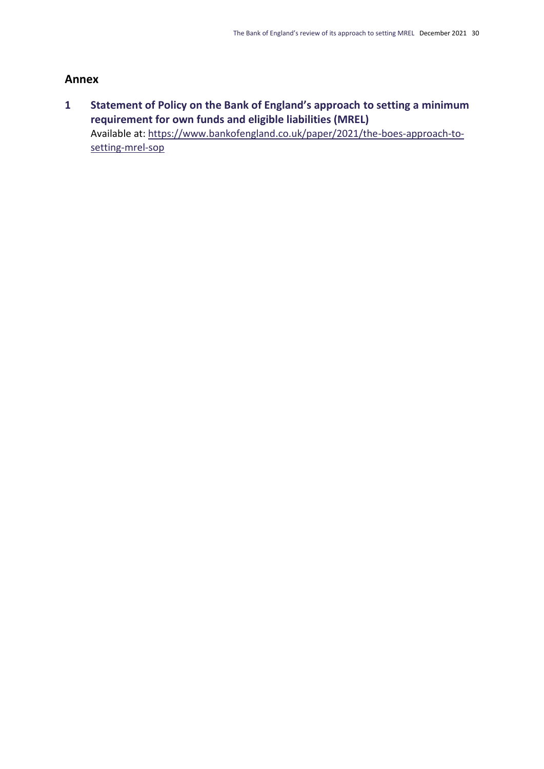## Annex

### 1 Statement of Policy on the Bank of England's approach to setting a minimum requirement for own funds and eligible liabilities (MREL)

Available at: [https://www.bankofengland.co.uk/paper/2021/the-boes-approach-to-setting-mrel-sop](https://www.bankofengland.co.uk/paper/2021/the-boes-approach-to-setting-mrel-sop)